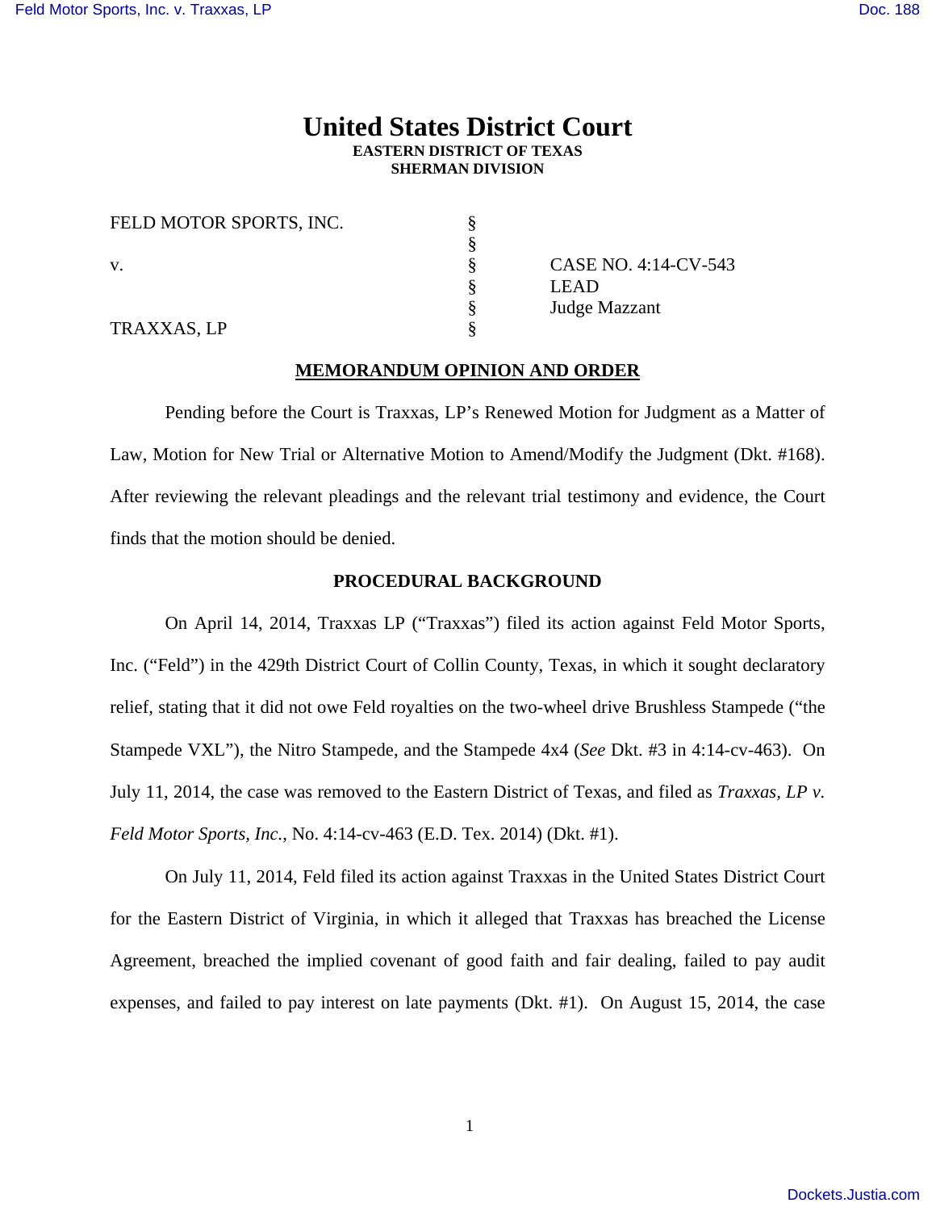# United States District Court
**EASTERN DISTRICT OF TEXAS**
**SHERMAN DIVISION**

| | | |
|---|---|---|
| FELD MOTOR SPORTS, INC. | § | |
| | § | |
| v. | § | CASE NO. 4:14-CV-543 |
| | § | LEAD |
| | § | Judge Mazzant |
| TRAXXAS, LP | § | |

## MEMORANDUM OPINION AND ORDER

Pending before the Court is Traxxas, LP's Renewed Motion for Judgment as a Matter of Law, Motion for New Trial or Alternative Motion to Amend/Modify the Judgment (Dkt. #168). After reviewing the relevant pleadings and the relevant trial testimony and evidence, the Court finds that the motion should be denied.

## PROCEDURAL BACKGROUND

On April 14, 2014, Traxxas LP ("Traxxas") filed its action against Feld Motor Sports, Inc. ("Feld") in the 429th District Court of Collin County, Texas, in which it sought declaratory relief, stating that it did not owe Feld royalties on the two-wheel drive Brushless Stampede ("the Stampede VXL"), the Nitro Stampede, and the Stampede 4x4 (*See* Dkt. #3 in 4:14-cv-463). On July 11, 2014, the case was removed to the Eastern District of Texas, and filed as *Traxxas, LP v. Feld Motor Sports, Inc.*, No. 4:14-cv-463 (E.D. Tex. 2014) (Dkt. #1).

On July 11, 2014, Feld filed its action against Traxxas in the United States District Court for the Eastern District of Virginia, in which it alleged that Traxxas has breached the License Agreement, breached the implied covenant of good faith and fair dealing, failed to pay audit expenses, and failed to pay interest on late payments (Dkt. #1). On August 15, 2014, the case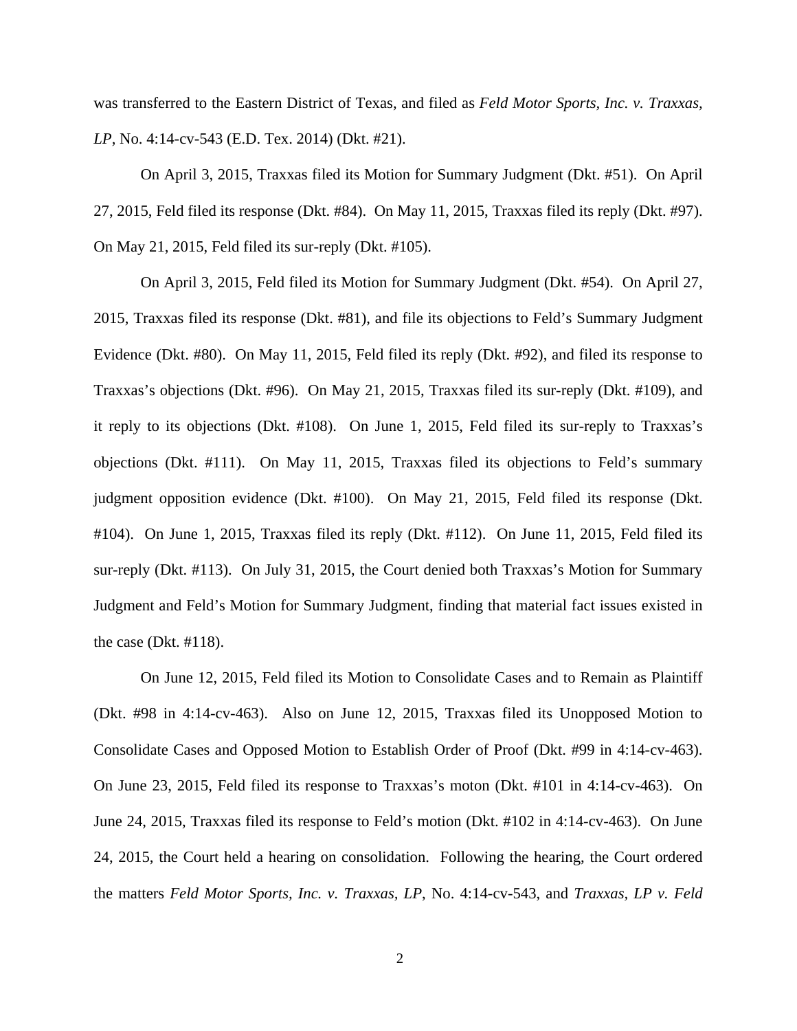was transferred to the Eastern District of Texas, and filed as *Feld Motor Sports, Inc. v. Traxxas, LP*, No. 4:14-cv-543 (E.D. Tex. 2014) (Dkt. #21).

On April 3, 2015, Traxxas filed its Motion for Summary Judgment (Dkt. #51). On April 27, 2015, Feld filed its response (Dkt. #84). On May 11, 2015, Traxxas filed its reply (Dkt. #97). On May 21, 2015, Feld filed its sur-reply (Dkt. #105).

On April 3, 2015, Feld filed its Motion for Summary Judgment (Dkt. #54). On April 27, 2015, Traxxas filed its response (Dkt. #81), and file its objections to Feld's Summary Judgment Evidence (Dkt. #80). On May 11, 2015, Feld filed its reply (Dkt. #92), and filed its response to Traxxas's objections (Dkt. #96). On May 21, 2015, Traxxas filed its sur-reply (Dkt. #109), and it reply to its objections (Dkt. #108). On June 1, 2015, Feld filed its sur-reply to Traxxas's objections (Dkt. #111). On May 11, 2015, Traxxas filed its objections to Feld's summary judgment opposition evidence (Dkt. #100). On May 21, 2015, Feld filed its response (Dkt. #104). On June 1, 2015, Traxxas filed its reply (Dkt. #112). On June 11, 2015, Feld filed its sur-reply (Dkt. #113). On July 31, 2015, the Court denied both Traxxas's Motion for Summary Judgment and Feld's Motion for Summary Judgment, finding that material fact issues existed in the case (Dkt. #118).

On June 12, 2015, Feld filed its Motion to Consolidate Cases and to Remain as Plaintiff (Dkt. #98 in 4:14-cv-463). Also on June 12, 2015, Traxxas filed its Unopposed Motion to Consolidate Cases and Opposed Motion to Establish Order of Proof (Dkt. #99 in 4:14-cv-463). On June 23, 2015, Feld filed its response to Traxxas's moton (Dkt. #101 in 4:14-cv-463). On June 24, 2015, Traxxas filed its response to Feld's motion (Dkt. #102 in 4:14-cv-463). On June 24, 2015, the Court held a hearing on consolidation. Following the hearing, the Court ordered the matters *Feld Motor Sports, Inc. v. Traxxas, LP*, No. 4:14-cv-543, and *Traxxas, LP v. Feld*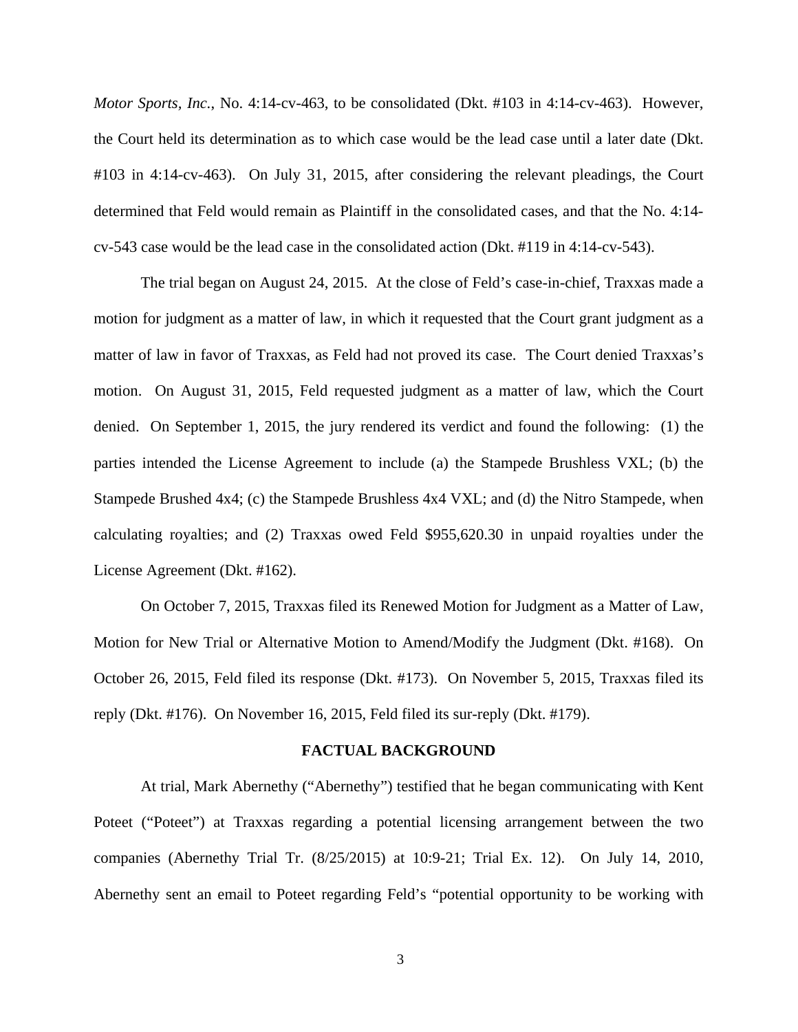*Motor Sports, Inc.*, No. 4:14-cv-463, to be consolidated (Dkt. #103 in 4:14-cv-463). However, the Court held its determination as to which case would be the lead case until a later date (Dkt. #103 in 4:14-cv-463). On July 31, 2015, after considering the relevant pleadings, the Court determined that Feld would remain as Plaintiff in the consolidated cases, and that the No. 4:14-cv-543 case would be the lead case in the consolidated action (Dkt. #119 in 4:14-cv-543).

The trial began on August 24, 2015. At the close of Feld's case-in-chief, Traxxas made a motion for judgment as a matter of law, in which it requested that the Court grant judgment as a matter of law in favor of Traxxas, as Feld had not proved its case. The Court denied Traxxas's motion. On August 31, 2015, Feld requested judgment as a matter of law, which the Court denied. On September 1, 2015, the jury rendered its verdict and found the following: (1) the parties intended the License Agreement to include (a) the Stampede Brushless VXL; (b) the Stampede Brushed 4x4; (c) the Stampede Brushless 4x4 VXL; and (d) the Nitro Stampede, when calculating royalties; and (2) Traxxas owed Feld $955,620.30 in unpaid royalties under the License Agreement (Dkt. #162).

On October 7, 2015, Traxxas filed its Renewed Motion for Judgment as a Matter of Law, Motion for New Trial or Alternative Motion to Amend/Modify the Judgment (Dkt. #168). On October 26, 2015, Feld filed its response (Dkt. #173). On November 5, 2015, Traxxas filed its reply (Dkt. #176). On November 16, 2015, Feld filed its sur-reply (Dkt. #179).

## FACTUAL BACKGROUND

At trial, Mark Abernethy ("Abernethy") testified that he began communicating with Kent Poteet ("Poteet") at Traxxas regarding a potential licensing arrangement between the two companies (Abernethy Trial Tr. (8/25/2015) at 10:9-21; Trial Ex. 12). On July 14, 2010, Abernethy sent an email to Poteet regarding Feld's "potential opportunity to be working with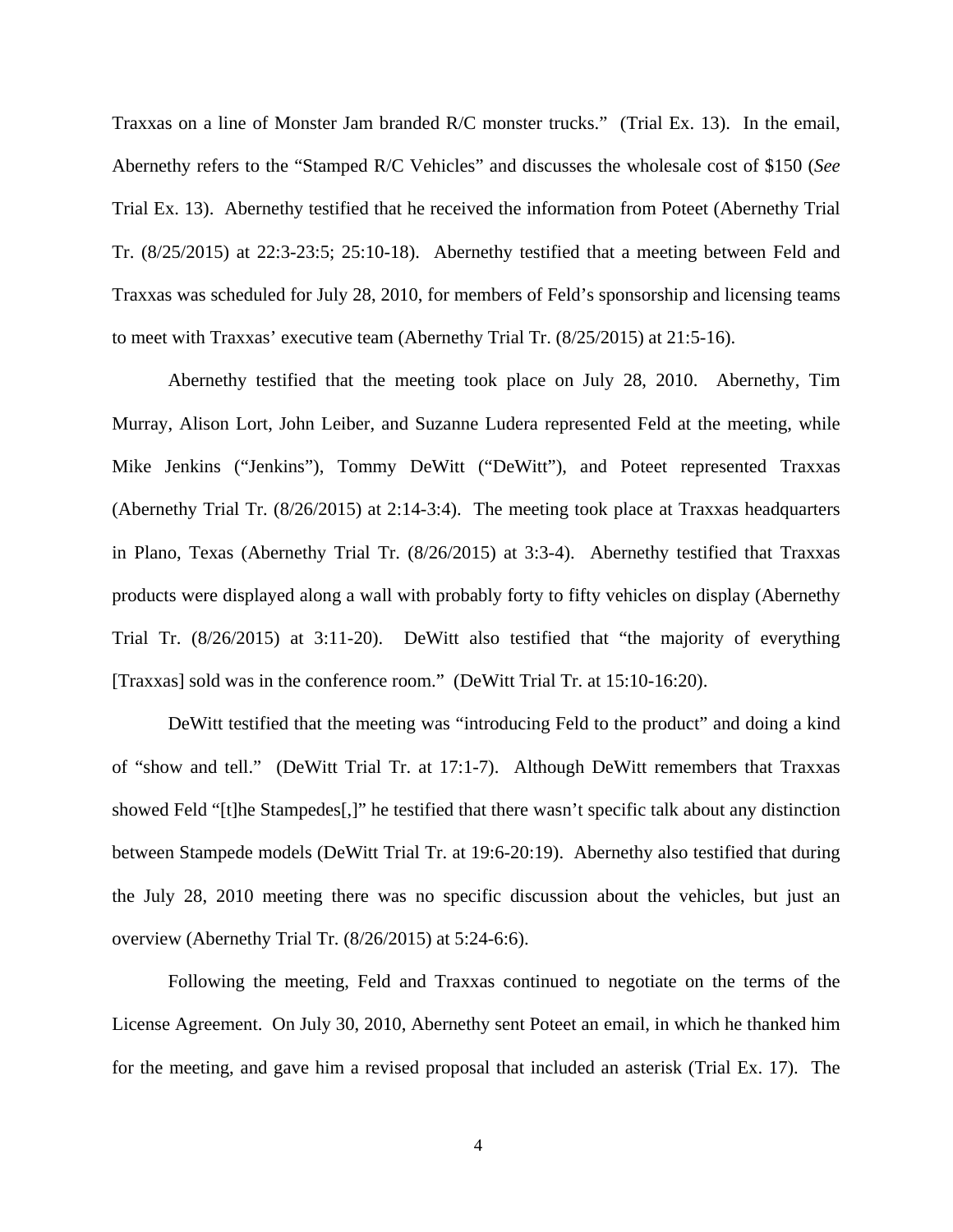Traxxas on a line of Monster Jam branded R/C monster trucks." (Trial Ex. 13). In the email, Abernethy refers to the "Stamped R/C Vehicles" and discusses the wholesale cost of $150 (*See* Trial Ex. 13). Abernethy testified that he received the information from Poteet (Abernethy Trial Tr. (8/25/2015) at 22:3-23:5; 25:10-18). Abernethy testified that a meeting between Feld and Traxxas was scheduled for July 28, 2010, for members of Feld's sponsorship and licensing teams to meet with Traxxas' executive team (Abernethy Trial Tr. (8/25/2015) at 21:5-16).

Abernethy testified that the meeting took place on July 28, 2010. Abernethy, Tim Murray, Alison Lort, John Leiber, and Suzanne Ludera represented Feld at the meeting, while Mike Jenkins ("Jenkins"), Tommy DeWitt ("DeWitt"), and Poteet represented Traxxas (Abernethy Trial Tr. (8/26/2015) at 2:14-3:4). The meeting took place at Traxxas headquarters in Plano, Texas (Abernethy Trial Tr. (8/26/2015) at 3:3-4). Abernethy testified that Traxxas products were displayed along a wall with probably forty to fifty vehicles on display (Abernethy Trial Tr. (8/26/2015) at 3:11-20). DeWitt also testified that "the majority of everything [Traxxas] sold was in the conference room." (DeWitt Trial Tr. at 15:10-16:20).

DeWitt testified that the meeting was "introducing Feld to the product" and doing a kind of "show and tell." (DeWitt Trial Tr. at 17:1-7). Although DeWitt remembers that Traxxas showed Feld "[t]he Stampedes[,]" he testified that there wasn't specific talk about any distinction between Stampede models (DeWitt Trial Tr. at 19:6-20:19). Abernethy also testified that during the July 28, 2010 meeting there was no specific discussion about the vehicles, but just an overview (Abernethy Trial Tr. (8/26/2015) at 5:24-6:6).

Following the meeting, Feld and Traxxas continued to negotiate on the terms of the License Agreement. On July 30, 2010, Abernethy sent Poteet an email, in which he thanked him for the meeting, and gave him a revised proposal that included an asterisk (Trial Ex. 17). The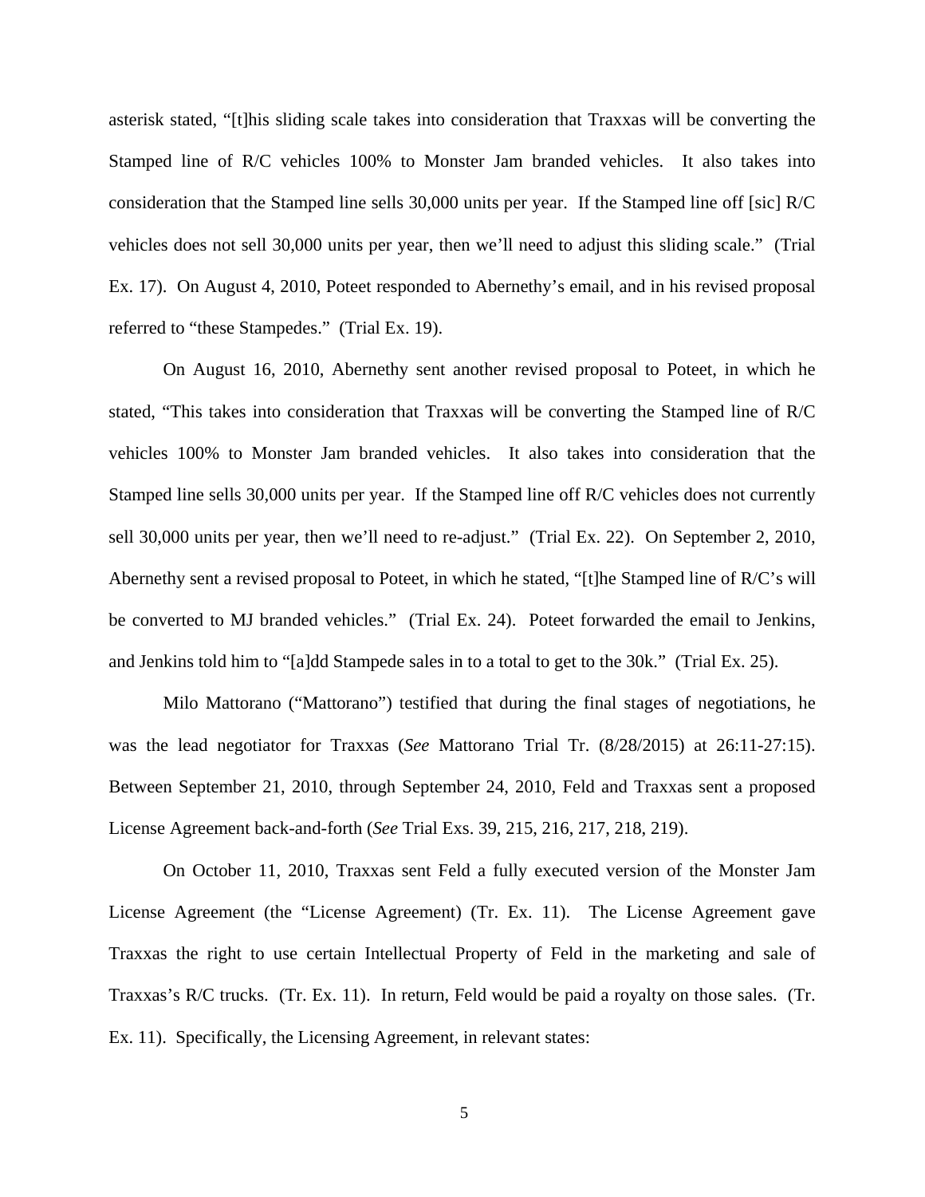asterisk stated, "[t]his sliding scale takes into consideration that Traxxas will be converting the Stamped line of R/C vehicles 100% to Monster Jam branded vehicles. It also takes into consideration that the Stamped line sells 30,000 units per year. If the Stamped line off [sic] R/C vehicles does not sell 30,000 units per year, then we'll need to adjust this sliding scale." (Trial Ex. 17). On August 4, 2010, Poteet responded to Abernethy's email, and in his revised proposal referred to "these Stampedes." (Trial Ex. 19).

On August 16, 2010, Abernethy sent another revised proposal to Poteet, in which he stated, "This takes into consideration that Traxxas will be converting the Stamped line of R/C vehicles 100% to Monster Jam branded vehicles. It also takes into consideration that the Stamped line sells 30,000 units per year. If the Stamped line off R/C vehicles does not currently sell 30,000 units per year, then we'll need to re-adjust." (Trial Ex. 22). On September 2, 2010, Abernethy sent a revised proposal to Poteet, in which he stated, "[t]he Stamped line of R/C's will be converted to MJ branded vehicles." (Trial Ex. 24). Poteet forwarded the email to Jenkins, and Jenkins told him to "[a]dd Stampede sales in to a total to get to the 30k." (Trial Ex. 25).

Milo Mattorano ("Mattorano") testified that during the final stages of negotiations, he was the lead negotiator for Traxxas (*See* Mattorano Trial Tr. (8/28/2015) at 26:11-27:15). Between September 21, 2010, through September 24, 2010, Feld and Traxxas sent a proposed License Agreement back-and-forth (*See* Trial Exs. 39, 215, 216, 217, 218, 219).

On October 11, 2010, Traxxas sent Feld a fully executed version of the Monster Jam License Agreement (the "License Agreement) (Tr. Ex. 11). The License Agreement gave Traxxas the right to use certain Intellectual Property of Feld in the marketing and sale of Traxxas's R/C trucks. (Tr. Ex. 11). In return, Feld would be paid a royalty on those sales. (Tr. Ex. 11). Specifically, the Licensing Agreement, in relevant states: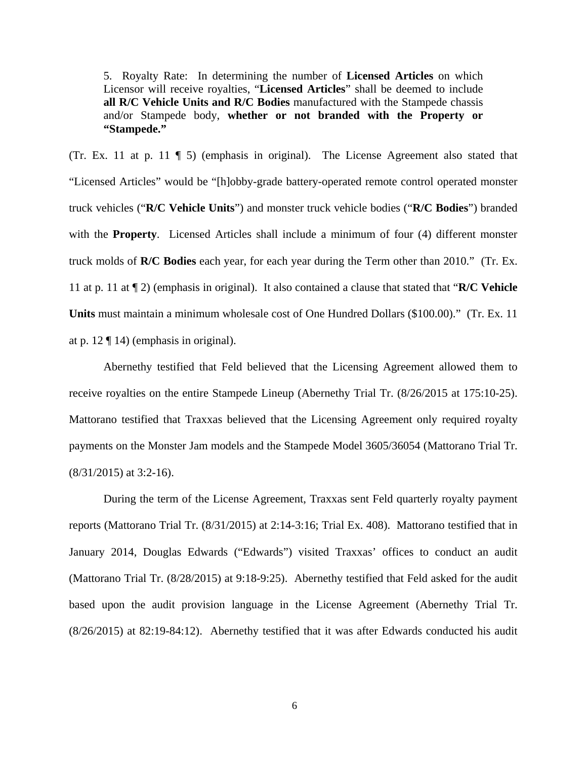> 5. Royalty Rate: In determining the number of **Licensed Articles** on which Licensor will receive royalties, "**Licensed Articles**" shall be deemed to include **all R/C Vehicle Units and R/C Bodies** manufactured with the Stampede chassis and/or Stampede body, **whether or not branded with the Property or "Stampede."**

(Tr. Ex. 11 at p. 11 ¶ 5) (emphasis in original). The License Agreement also stated that "Licensed Articles" would be "[h]obby-grade battery-operated remote control operated monster truck vehicles ("**R/C Vehicle Units**") and monster truck vehicle bodies ("**R/C Bodies**") branded with the **Property**. Licensed Articles shall include a minimum of four (4) different monster truck molds of **R/C Bodies** each year, for each year during the Term other than 2010." (Tr. Ex. 11 at p. 11 at ¶ 2) (emphasis in original). It also contained a clause that stated that "**R/C Vehicle Units** must maintain a minimum wholesale cost of One Hundred Dollars ($100.00)." (Tr. Ex. 11 at p. 12 ¶ 14) (emphasis in original).

Abernethy testified that Feld believed that the Licensing Agreement allowed them to receive royalties on the entire Stampede Lineup (Abernethy Trial Tr. (8/26/2015 at 175:10-25). Mattorano testified that Traxxas believed that the Licensing Agreement only required royalty payments on the Monster Jam models and the Stampede Model 3605/36054 (Mattorano Trial Tr. (8/31/2015) at 3:2-16).

During the term of the License Agreement, Traxxas sent Feld quarterly royalty payment reports (Mattorano Trial Tr. (8/31/2015) at 2:14-3:16; Trial Ex. 408). Mattorano testified that in January 2014, Douglas Edwards ("Edwards") visited Traxxas' offices to conduct an audit (Mattorano Trial Tr. (8/28/2015) at 9:18-9:25). Abernethy testified that Feld asked for the audit based upon the audit provision language in the License Agreement (Abernethy Trial Tr. (8/26/2015) at 82:19-84:12). Abernethy testified that it was after Edwards conducted his audit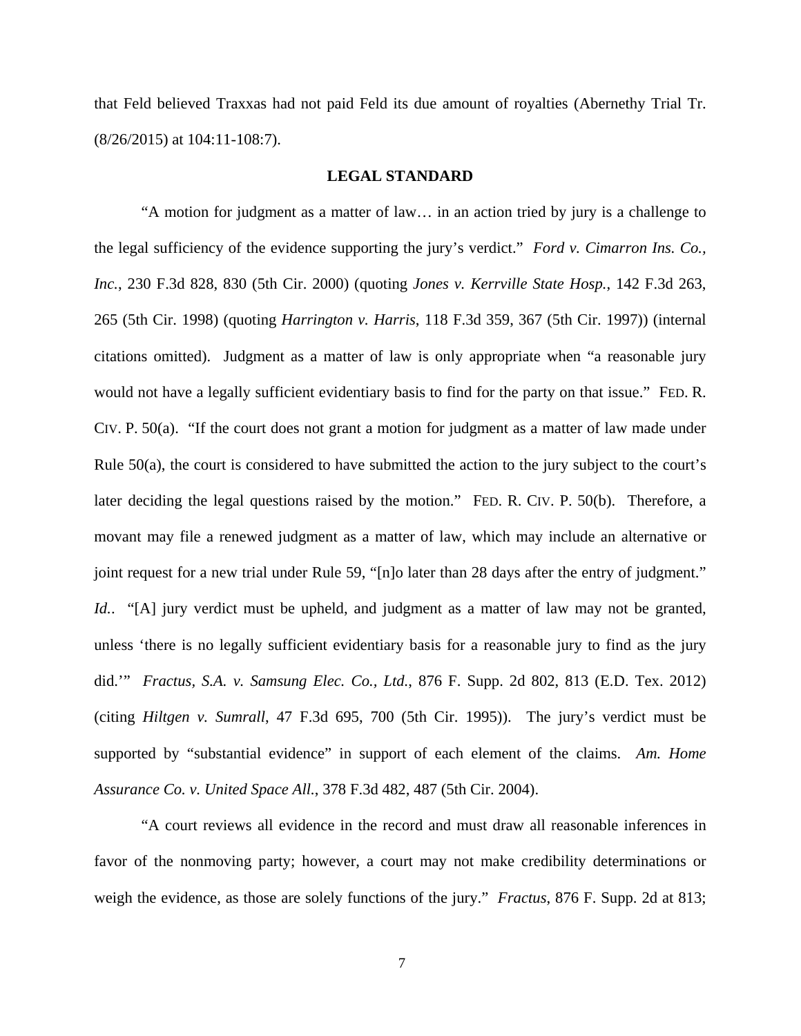that Feld believed Traxxas had not paid Feld its due amount of royalties (Abernethy Trial Tr. (8/26/2015) at 104:11-108:7).

## LEGAL STANDARD

"A motion for judgment as a matter of law… in an action tried by jury is a challenge to the legal sufficiency of the evidence supporting the jury's verdict." *Ford v. Cimarron Ins. Co., Inc.*, 230 F.3d 828, 830 (5th Cir. 2000) (quoting *Jones v. Kerrville State Hosp.*, 142 F.3d 263, 265 (5th Cir. 1998) (quoting *Harrington v. Harris*, 118 F.3d 359, 367 (5th Cir. 1997)) (internal citations omitted). Judgment as a matter of law is only appropriate when "a reasonable jury would not have a legally sufficient evidentiary basis to find for the party on that issue." FED. R. CIV. P. 50(a). "If the court does not grant a motion for judgment as a matter of law made under Rule 50(a), the court is considered to have submitted the action to the jury subject to the court's later deciding the legal questions raised by the motion." FED. R. CIV. P. 50(b). Therefore, a movant may file a renewed judgment as a matter of law, which may include an alternative or joint request for a new trial under Rule 59, "[n]o later than 28 days after the entry of judgment." *Id.*. "[A] jury verdict must be upheld, and judgment as a matter of law may not be granted, unless 'there is no legally sufficient evidentiary basis for a reasonable jury to find as the jury did.'" *Fractus, S.A. v. Samsung Elec. Co., Ltd.*, 876 F. Supp. 2d 802, 813 (E.D. Tex. 2012) (citing *Hiltgen v. Sumrall*, 47 F.3d 695, 700 (5th Cir. 1995)). The jury's verdict must be supported by "substantial evidence" in support of each element of the claims. *Am. Home Assurance Co. v. United Space All.*, 378 F.3d 482, 487 (5th Cir. 2004).

"A court reviews all evidence in the record and must draw all reasonable inferences in favor of the nonmoving party; however, a court may not make credibility determinations or weigh the evidence, as those are solely functions of the jury." *Fractus*, 876 F. Supp. 2d at 813;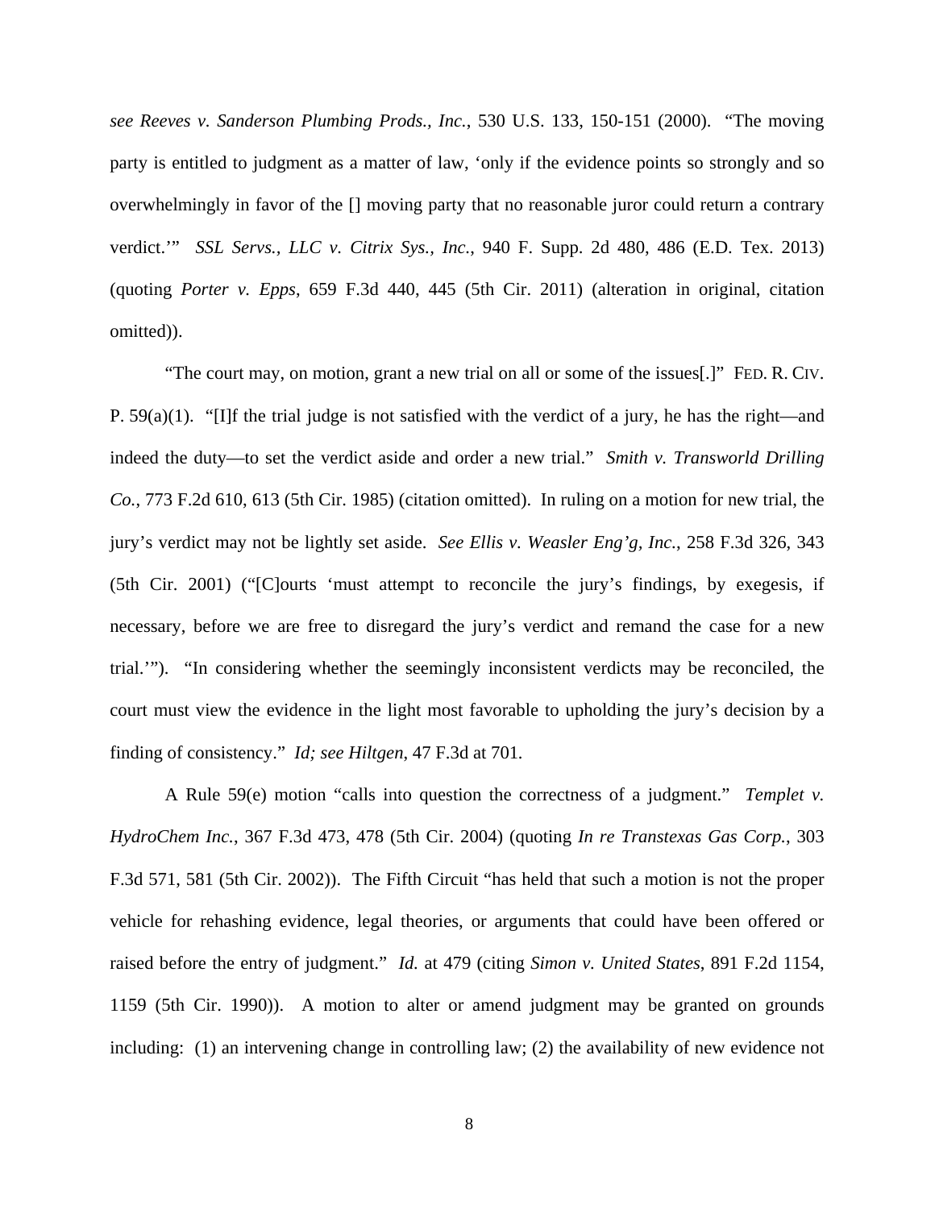*see Reeves v. Sanderson Plumbing Prods., Inc.*, 530 U.S. 133, 150-151 (2000). "The moving party is entitled to judgment as a matter of law, 'only if the evidence points so strongly and so overwhelmingly in favor of the [] moving party that no reasonable juror could return a contrary verdict.'" *SSL Servs., LLC v. Citrix Sys., Inc.*, 940 F. Supp. 2d 480, 486 (E.D. Tex. 2013) (quoting *Porter v. Epps*, 659 F.3d 440, 445 (5th Cir. 2011) (alteration in original, citation omitted)).

"The court may, on motion, grant a new trial on all or some of the issues[.]" FED. R. CIV. P. 59(a)(1). "[I]f the trial judge is not satisfied with the verdict of a jury, he has the right—and indeed the duty—to set the verdict aside and order a new trial." *Smith v. Transworld Drilling Co.*, 773 F.2d 610, 613 (5th Cir. 1985) (citation omitted). In ruling on a motion for new trial, the jury's verdict may not be lightly set aside. *See Ellis v. Weasler Eng'g, Inc.*, 258 F.3d 326, 343 (5th Cir. 2001) ("[C]ourts 'must attempt to reconcile the jury's findings, by exegesis, if necessary, before we are free to disregard the jury's verdict and remand the case for a new trial.'"). "In considering whether the seemingly inconsistent verdicts may be reconciled, the court must view the evidence in the light most favorable to upholding the jury's decision by a finding of consistency." *Id; see Hiltgen*, 47 F.3d at 701.

A Rule 59(e) motion "calls into question the correctness of a judgment." *Templet v. HydroChem Inc.*, 367 F.3d 473, 478 (5th Cir. 2004) (quoting *In re Transtexas Gas Corp.*, 303 F.3d 571, 581 (5th Cir. 2002)). The Fifth Circuit "has held that such a motion is not the proper vehicle for rehashing evidence, legal theories, or arguments that could have been offered or raised before the entry of judgment." *Id.* at 479 (citing *Simon v. United States*, 891 F.2d 1154, 1159 (5th Cir. 1990)). A motion to alter or amend judgment may be granted on grounds including: (1) an intervening change in controlling law; (2) the availability of new evidence not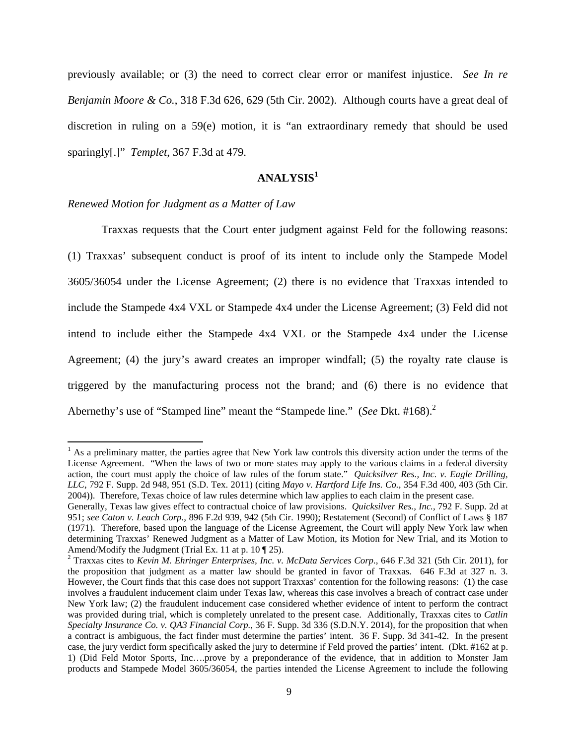previously available; or (3) the need to correct clear error or manifest injustice. *See In re Benjamin Moore & Co.*, 318 F.3d 626, 629 (5th Cir. 2002). Although courts have a great deal of discretion in ruling on a 59(e) motion, it is "an extraordinary remedy that should be used sparingly[.]" *Templet*, 367 F.3d at 479.

## ANALYSIS[1]

*Renewed Motion for Judgment as a Matter of Law*

Traxxas requests that the Court enter judgment against Feld for the following reasons: (1) Traxxas' subsequent conduct is proof of its intent to include only the Stampede Model 3605/36054 under the License Agreement; (2) there is no evidence that Traxxas intended to include the Stampede 4x4 VXL or Stampede 4x4 under the License Agreement; (3) Feld did not intend to include either the Stampede 4x4 VXL or the Stampede 4x4 under the License Agreement; (4) the jury's award creates an improper windfall; (5) the royalty rate clause is triggered by the manufacturing process not the brand; and (6) there is no evidence that Abernethy's use of "Stamped line" meant the "Stampede line." (*See* Dkt. #168).[2]

---

[1] As a preliminary matter, the parties agree that New York law controls this diversity action under the terms of the License Agreement. "When the laws of two or more states may apply to the various claims in a federal diversity action, the court must apply the choice of law rules of the forum state." *Quicksilver Res., Inc. v. Eagle Drilling, LLC*, 792 F. Supp. 2d 948, 951 (S.D. Tex. 2011) (citing *Mayo v. Hartford Life Ins. Co.*, 354 F.3d 400, 403 (5th Cir. 2004)). Therefore, Texas choice of law rules determine which law applies to each claim in the present case.
Generally, Texas law gives effect to contractual choice of law provisions. *Quicksilver Res., Inc.*, 792 F. Supp. 2d at 951; *see Caton v. Leach Corp.*, 896 F.2d 939, 942 (5th Cir. 1990); Restatement (Second) of Conflict of Laws § 187 (1971). Therefore, based upon the language of the License Agreement, the Court will apply New York law when determining Traxxas' Renewed Judgment as a Matter of Law Motion, its Motion for New Trial, and its Motion to Amend/Modify the Judgment (Trial Ex. 11 at p. 10 ¶ 25).

[2] Traxxas cites to *Kevin M. Ehringer Enterprises, Inc. v. McData Services Corp.*, 646 F.3d 321 (5th Cir. 2011), for the proposition that judgment as a matter law should be granted in favor of Traxxas. 646 F.3d at 327 n. 3. However, the Court finds that this case does not support Traxxas' contention for the following reasons: (1) the case involves a fraudulent inducement claim under Texas law, whereas this case involves a breach of contract case under New York law; (2) the fraudulent inducement case considered whether evidence of intent to perform the contract was provided during trial, which is completely unrelated to the present case. Additionally, Traxxas cites to *Catlin Specialty Insurance Co. v. QA3 Financial Corp.*, 36 F. Supp. 3d 336 (S.D.N.Y. 2014), for the proposition that when a contract is ambiguous, the fact finder must determine the parties' intent. 36 F. Supp. 3d 341-42. In the present case, the jury verdict form specifically asked the jury to determine if Feld proved the parties' intent. (Dkt. #162 at p. 1) (Did Feld Motor Sports, Inc….prove by a preponderance of the evidence, that in addition to Monster Jam products and Stampede Model 3605/36054, the parties intended the License Agreement to include the following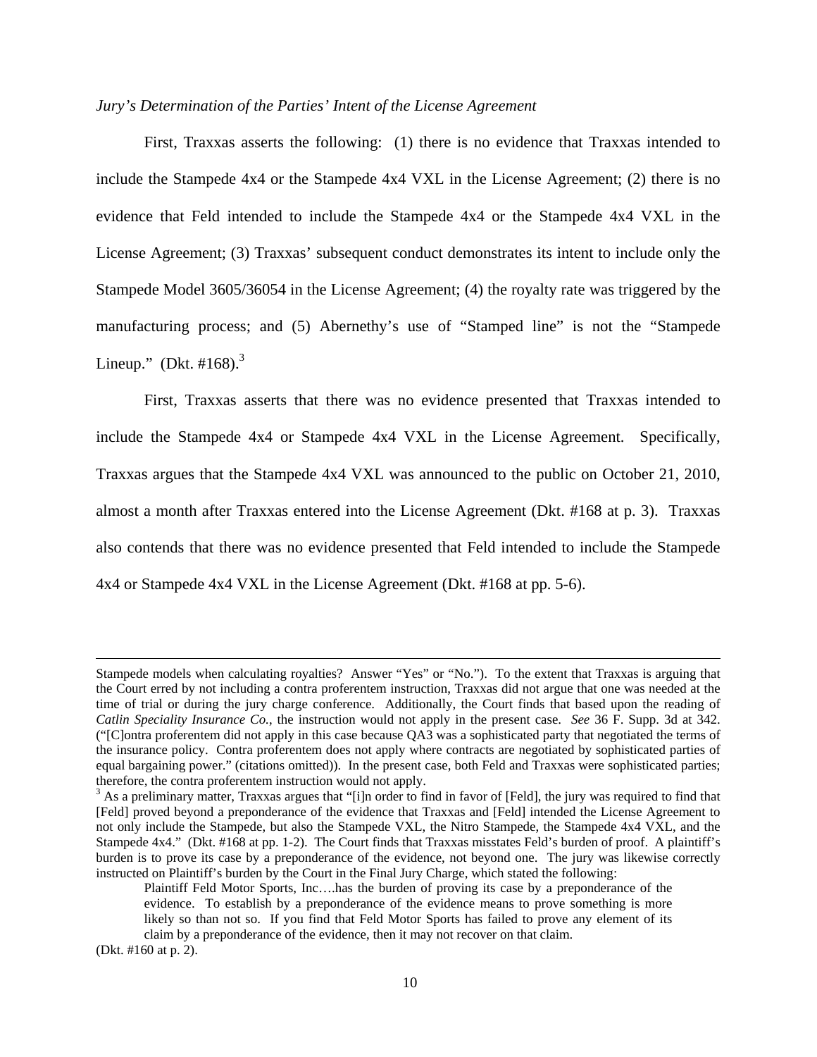*Jury's Determination of the Parties' Intent of the License Agreement*

First, Traxxas asserts the following: (1) there is no evidence that Traxxas intended to include the Stampede 4x4 or the Stampede 4x4 VXL in the License Agreement; (2) there is no evidence that Feld intended to include the Stampede 4x4 or the Stampede 4x4 VXL in the License Agreement; (3) Traxxas' subsequent conduct demonstrates its intent to include only the Stampede Model 3605/36054 in the License Agreement; (4) the royalty rate was triggered by the manufacturing process; and (5) Abernethy's use of "Stamped line" is not the "Stampede Lineup." (Dkt. #168).[3]

First, Traxxas asserts that there was no evidence presented that Traxxas intended to include the Stampede 4x4 or Stampede 4x4 VXL in the License Agreement. Specifically, Traxxas argues that the Stampede 4x4 VXL was announced to the public on October 21, 2010, almost a month after Traxxas entered into the License Agreement (Dkt. #168 at p. 3). Traxxas also contends that there was no evidence presented that Feld intended to include the Stampede 4x4 or Stampede 4x4 VXL in the License Agreement (Dkt. #168 at pp. 5-6).

---

Stampede models when calculating royalties? Answer "Yes" or "No."). To the extent that Traxxas is arguing that the Court erred by not including a contra proferentem instruction, Traxxas did not argue that one was needed at the time of trial or during the jury charge conference. Additionally, the Court finds that based upon the reading of *Catlin Speciality Insurance Co.*, the instruction would not apply in the present case. *See* 36 F. Supp. 3d at 342. ("[C]ontra proferentem did not apply in this case because QA3 was a sophisticated party that negotiated the terms of the insurance policy. Contra proferentem does not apply where contracts are negotiated by sophisticated parties of equal bargaining power." (citations omitted)). In the present case, both Feld and Traxxas were sophisticated parties; therefore, the contra proferentem instruction would not apply.

[3] As a preliminary matter, Traxxas argues that "[i]n order to find in favor of [Feld], the jury was required to find that [Feld] proved beyond a preponderance of the evidence that Traxxas and [Feld] intended the License Agreement to not only include the Stampede, but also the Stampede VXL, the Nitro Stampede, the Stampede 4x4 VXL, and the Stampede 4x4." (Dkt. #168 at pp. 1-2). The Court finds that Traxxas misstates Feld's burden of proof. A plaintiff's burden is to prove its case by a preponderance of the evidence, not beyond one. The jury was likewise correctly instructed on Plaintiff's burden by the Court in the Final Jury Charge, which stated the following:

> Plaintiff Feld Motor Sports, Inc….has the burden of proving its case by a preponderance of the evidence. To establish by a preponderance of the evidence means to prove something is more likely so than not so. If you find that Feld Motor Sports has failed to prove any element of its claim by a preponderance of the evidence, then it may not recover on that claim.

(Dkt. #160 at p. 2).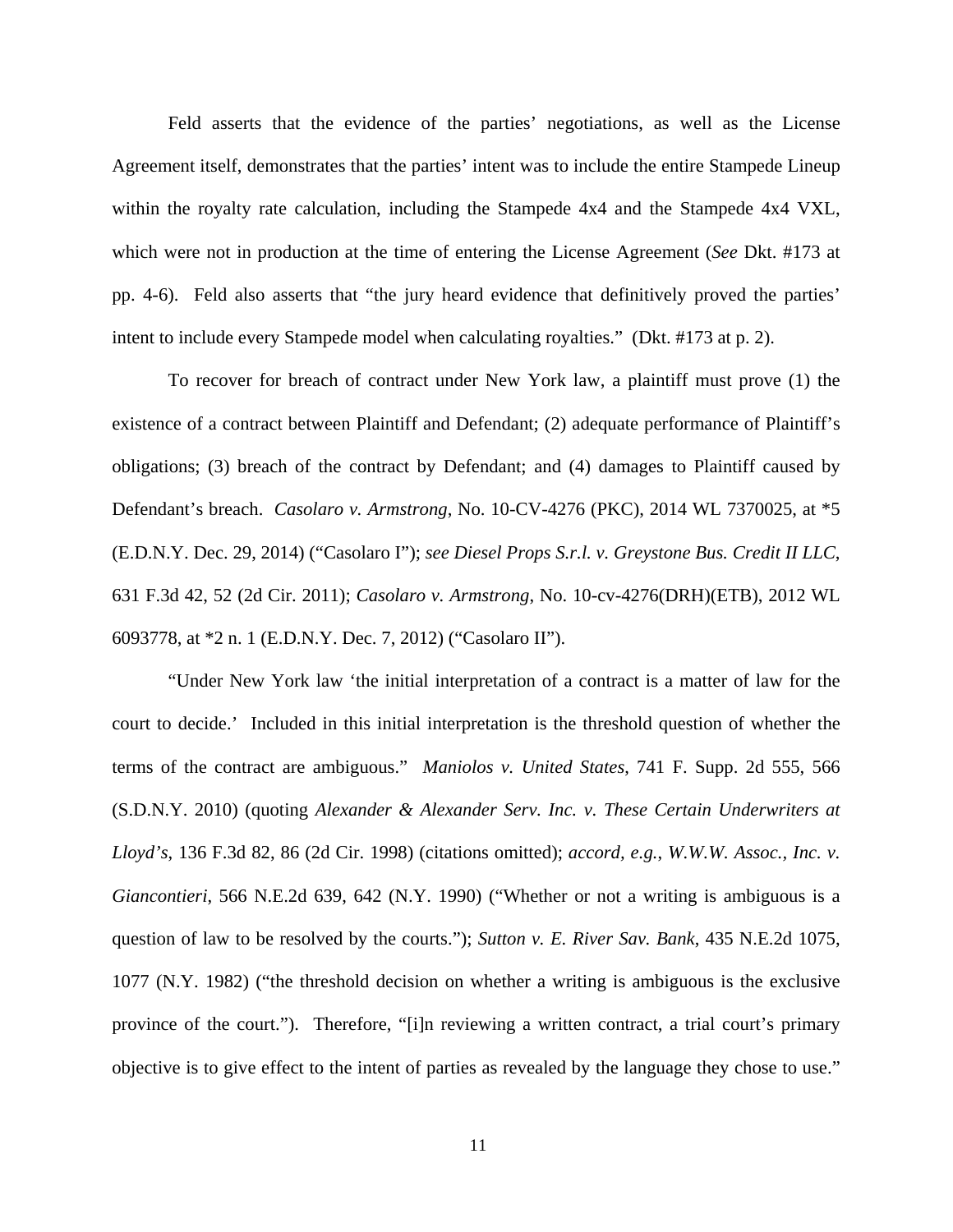Feld asserts that the evidence of the parties' negotiations, as well as the License Agreement itself, demonstrates that the parties' intent was to include the entire Stampede Lineup within the royalty rate calculation, including the Stampede 4x4 and the Stampede 4x4 VXL, which were not in production at the time of entering the License Agreement (*See* Dkt. #173 at pp. 4-6). Feld also asserts that "the jury heard evidence that definitively proved the parties' intent to include every Stampede model when calculating royalties." (Dkt. #173 at p. 2).

To recover for breach of contract under New York law, a plaintiff must prove (1) the existence of a contract between Plaintiff and Defendant; (2) adequate performance of Plaintiff's obligations; (3) breach of the contract by Defendant; and (4) damages to Plaintiff caused by Defendant's breach. *Casolaro v. Armstrong*, No. 10-CV-4276 (PKC), 2014 WL 7370025, at *5 (E.D.N.Y. Dec. 29, 2014) ("Casolaro I"); *see Diesel Props S.r.l. v. Greystone Bus. Credit II LLC*, 631 F.3d 42, 52 (2d Cir. 2011); *Casolaro v. Armstrong*, No. 10-cv-4276(DRH)(ETB), 2012 WL 6093778, at *2 n. 1 (E.D.N.Y. Dec. 7, 2012) ("Casolaro II").

"Under New York law 'the initial interpretation of a contract is a matter of law for the court to decide.' Included in this initial interpretation is the threshold question of whether the terms of the contract are ambiguous." *Maniolos v. United States*, 741 F. Supp. 2d 555, 566 (S.D.N.Y. 2010) (quoting *Alexander & Alexander Serv. Inc. v. These Certain Underwriters at Lloyd's*, 136 F.3d 82, 86 (2d Cir. 1998) (citations omitted); *accord, e.g.*, *W.W.W. Assoc., Inc. v. Giancontieri*, 566 N.E.2d 639, 642 (N.Y. 1990) ("Whether or not a writing is ambiguous is a question of law to be resolved by the courts."); *Sutton v. E. River Sav. Bank*, 435 N.E.2d 1075, 1077 (N.Y. 1982) ("the threshold decision on whether a writing is ambiguous is the exclusive province of the court."). Therefore, "[i]n reviewing a written contract, a trial court's primary objective is to give effect to the intent of parties as revealed by the language they chose to use."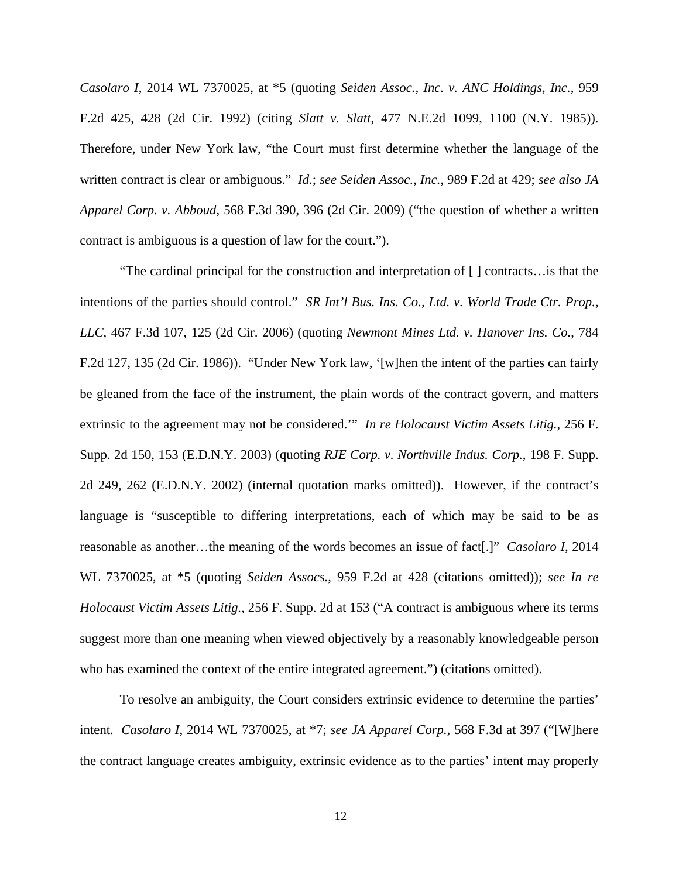*Casolaro I*, 2014 WL 7370025, at *5 (quoting *Seiden Assoc., Inc. v. ANC Holdings, Inc.*, 959 F.2d 425, 428 (2d Cir. 1992) (citing *Slatt v. Slatt*, 477 N.E.2d 1099, 1100 (N.Y. 1985)). Therefore, under New York law, "the Court must first determine whether the language of the written contract is clear or ambiguous." *Id.*; *see Seiden Assoc., Inc.*, 989 F.2d at 429; *see also JA Apparel Corp. v. Abboud*, 568 F.3d 390, 396 (2d Cir. 2009) ("the question of whether a written contract is ambiguous is a question of law for the court.").

"The cardinal principal for the construction and interpretation of [ ] contracts…is that the intentions of the parties should control." *SR Int'l Bus. Ins. Co., Ltd. v. World Trade Ctr. Prop., LLC*, 467 F.3d 107, 125 (2d Cir. 2006) (quoting *Newmont Mines Ltd. v. Hanover Ins. Co.*, 784 F.2d 127, 135 (2d Cir. 1986)). "Under New York law, '[w]hen the intent of the parties can fairly be gleaned from the face of the instrument, the plain words of the contract govern, and matters extrinsic to the agreement may not be considered.'" *In re Holocaust Victim Assets Litig.*, 256 F. Supp. 2d 150, 153 (E.D.N.Y. 2003) (quoting *RJE Corp. v. Northville Indus. Corp.*, 198 F. Supp. 2d 249, 262 (E.D.N.Y. 2002) (internal quotation marks omitted)). However, if the contract's language is "susceptible to differing interpretations, each of which may be said to be as reasonable as another…the meaning of the words becomes an issue of fact[.]" *Casolaro I*, 2014 WL 7370025, at *5 (quoting *Seiden Assocs.*, 959 F.2d at 428 (citations omitted)); *see In re Holocaust Victim Assets Litig.*, 256 F. Supp. 2d at 153 ("A contract is ambiguous where its terms suggest more than one meaning when viewed objectively by a reasonably knowledgeable person who has examined the context of the entire integrated agreement.") (citations omitted).

To resolve an ambiguity, the Court considers extrinsic evidence to determine the parties' intent. *Casolaro I*, 2014 WL 7370025, at *7; *see JA Apparel Corp.*, 568 F.3d at 397 ("[W]here the contract language creates ambiguity, extrinsic evidence as to the parties' intent may properly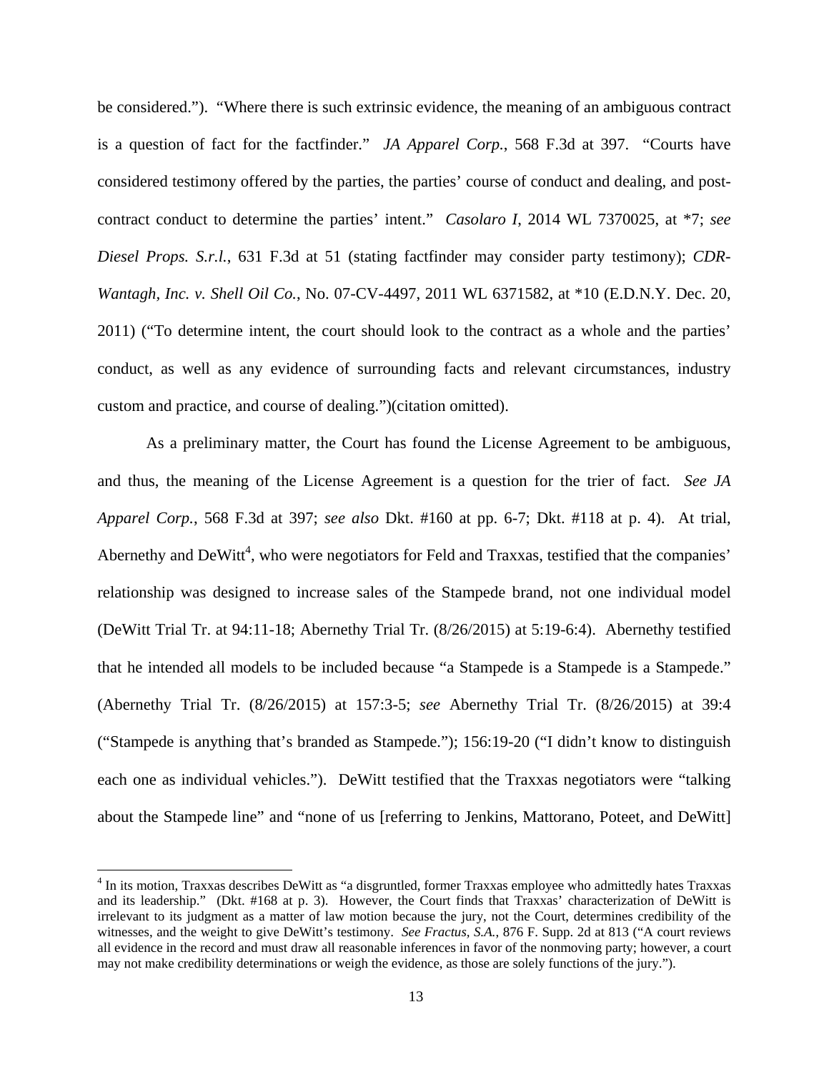be considered."). "Where there is such extrinsic evidence, the meaning of an ambiguous contract is a question of fact for the factfinder." *JA Apparel Corp.*, 568 F.3d at 397. "Courts have considered testimony offered by the parties, the parties' course of conduct and dealing, and post-contract conduct to determine the parties' intent." *Casolaro I*, 2014 WL 7370025, at *7; *see Diesel Props. S.r.l.*, 631 F.3d at 51 (stating factfinder may consider party testimony); *CDR-Wantagh, Inc. v. Shell Oil Co.*, No. 07-CV-4497, 2011 WL 6371582, at *10 (E.D.N.Y. Dec. 20, 2011) ("To determine intent, the court should look to the contract as a whole and the parties' conduct, as well as any evidence of surrounding facts and relevant circumstances, industry custom and practice, and course of dealing.")(citation omitted).

As a preliminary matter, the Court has found the License Agreement to be ambiguous, and thus, the meaning of the License Agreement is a question for the trier of fact. *See JA Apparel Corp.*, 568 F.3d at 397; *see also* Dkt. #160 at pp. 6-7; Dkt. #118 at p. 4). At trial, Abernethy and DeWitt[4], who were negotiators for Feld and Traxxas, testified that the companies' relationship was designed to increase sales of the Stampede brand, not one individual model (DeWitt Trial Tr. at 94:11-18; Abernethy Trial Tr. (8/26/2015) at 5:19-6:4). Abernethy testified that he intended all models to be included because "a Stampede is a Stampede is a Stampede." (Abernethy Trial Tr. (8/26/2015) at 157:3-5; *see* Abernethy Trial Tr. (8/26/2015) at 39:4 ("Stampede is anything that's branded as Stampede."); 156:19-20 ("I didn't know to distinguish each one as individual vehicles."). DeWitt testified that the Traxxas negotiators were "talking about the Stampede line" and "none of us [referring to Jenkins, Mattorano, Poteet, and DeWitt]

---

[4] In its motion, Traxxas describes DeWitt as "a disgruntled, former Traxxas employee who admittedly hates Traxxas and its leadership." (Dkt. #168 at p. 3). However, the Court finds that Traxxas' characterization of DeWitt is irrelevant to its judgment as a matter of law motion because the jury, not the Court, determines credibility of the witnesses, and the weight to give DeWitt's testimony. *See Fractus, S.A.*, 876 F. Supp. 2d at 813 ("A court reviews all evidence in the record and must draw all reasonable inferences in favor of the nonmoving party; however, a court may not make credibility determinations or weigh the evidence, as those are solely functions of the jury.").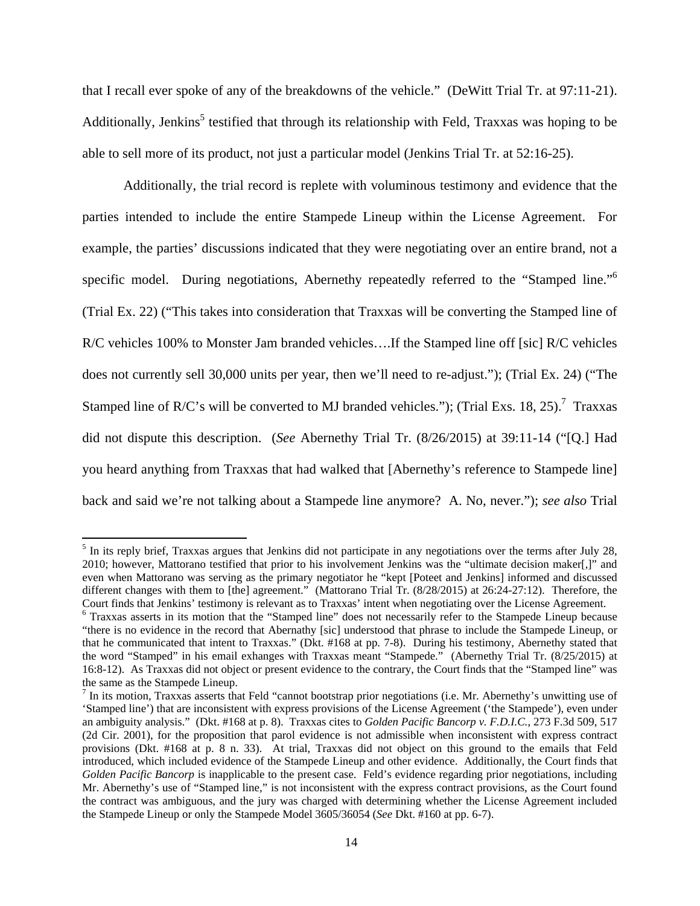that I recall ever spoke of any of the breakdowns of the vehicle." (DeWitt Trial Tr. at 97:11-21). Additionally, Jenkins[5] testified that through its relationship with Feld, Traxxas was hoping to be able to sell more of its product, not just a particular model (Jenkins Trial Tr. at 52:16-25).

Additionally, the trial record is replete with voluminous testimony and evidence that the parties intended to include the entire Stampede Lineup within the License Agreement. For example, the parties' discussions indicated that they were negotiating over an entire brand, not a specific model. During negotiations, Abernethy repeatedly referred to the "Stamped line."[6] (Trial Ex. 22) ("This takes into consideration that Traxxas will be converting the Stamped line of R/C vehicles 100% to Monster Jam branded vehicles….If the Stamped line off [sic] R/C vehicles does not currently sell 30,000 units per year, then we'll need to re-adjust."); (Trial Ex. 24) ("The Stamped line of R/C's will be converted to MJ branded vehicles."); (Trial Exs. 18, 25).[7] Traxxas did not dispute this description. (*See* Abernethy Trial Tr. (8/26/2015) at 39:11-14 ("[Q.] Had you heard anything from Traxxas that had walked that [Abernethy's reference to Stampede line] back and said we're not talking about a Stampede line anymore? A. No, never."); *see also* Trial

---

[5] In its reply brief, Traxxas argues that Jenkins did not participate in any negotiations over the terms after July 28, 2010; however, Mattorano testified that prior to his involvement Jenkins was the "ultimate decision maker[,]" and even when Mattorano was serving as the primary negotiator he "kept [Poteet and Jenkins] informed and discussed different changes with them to [the] agreement." (Mattorano Trial Tr. (8/28/2015) at 26:24-27:12). Therefore, the Court finds that Jenkins' testimony is relevant as to Traxxas' intent when negotiating over the License Agreement.

[6] Traxxas asserts in its motion that the "Stamped line" does not necessarily refer to the Stampede Lineup because "there is no evidence in the record that Abernathy [sic] understood that phrase to include the Stampede Lineup, or that he communicated that intent to Traxxas." (Dkt. #168 at pp. 7-8). During his testimony, Abernethy stated that the word "Stamped" in his email exhanges with Traxxas meant "Stampede." (Abernethy Trial Tr. (8/25/2015) at 16:8-12). As Traxxas did not object or present evidence to the contrary, the Court finds that the "Stamped line" was the same as the Stampede Lineup.

[7] In its motion, Traxxas asserts that Feld "cannot bootstrap prior negotiations (i.e. Mr. Abernethy's unwitting use of 'Stamped line') that are inconsistent with express provisions of the License Agreement ('the Stampede'), even under an ambiguity analysis." (Dkt. #168 at p. 8). Traxxas cites to *Golden Pacific Bancorp v. F.D.I.C.*, 273 F.3d 509, 517 (2d Cir. 2001), for the proposition that parol evidence is not admissible when inconsistent with express contract provisions (Dkt. #168 at p. 8 n. 33). At trial, Traxxas did not object on this ground to the emails that Feld introduced, which included evidence of the Stampede Lineup and other evidence. Additionally, the Court finds that *Golden Pacific Bancorp* is inapplicable to the present case. Feld's evidence regarding prior negotiations, including Mr. Abernethy's use of "Stamped line," is not inconsistent with the express contract provisions, as the Court found the contract was ambiguous, and the jury was charged with determining whether the License Agreement included the Stampede Lineup or only the Stampede Model 3605/36054 (*See* Dkt. #160 at pp. 6-7).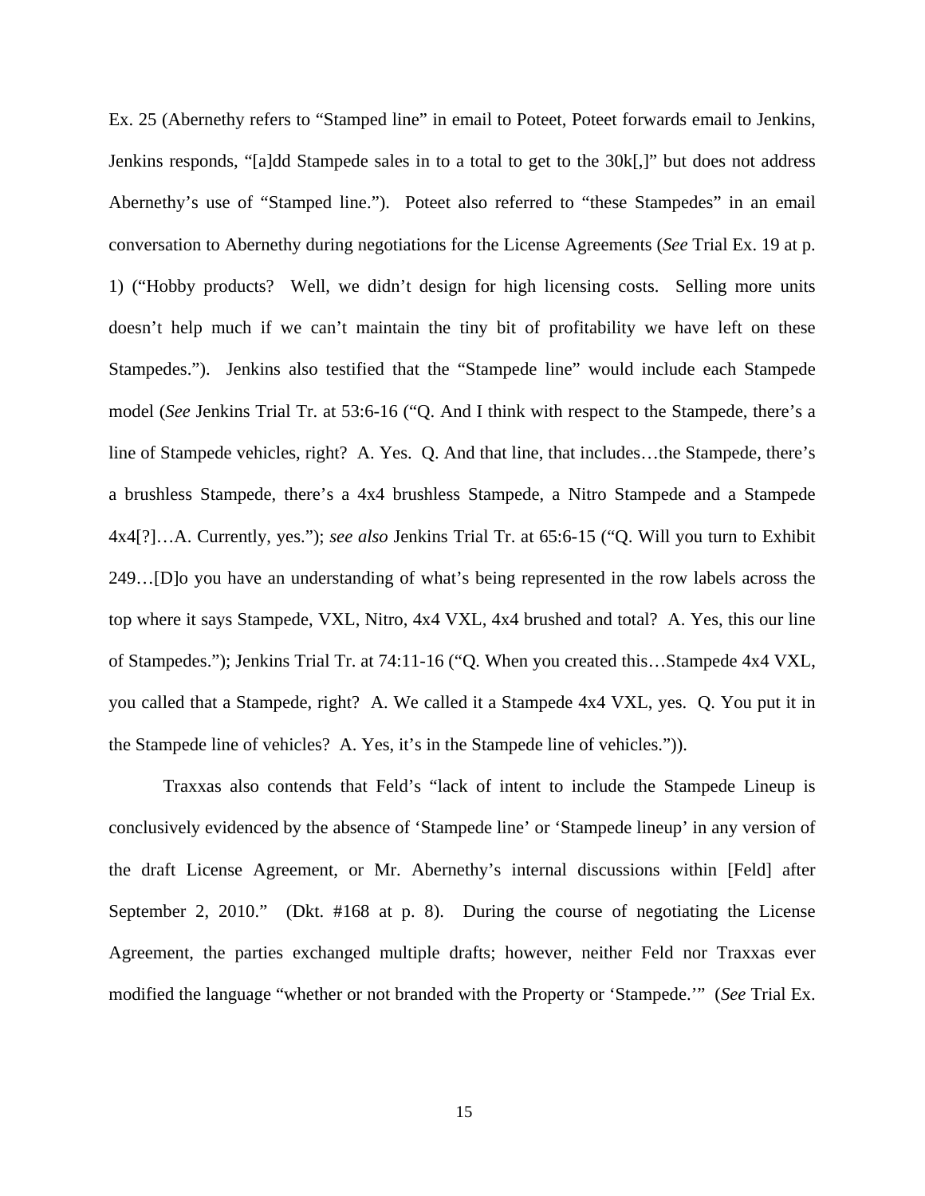Ex. 25 (Abernethy refers to "Stamped line" in email to Poteet, Poteet forwards email to Jenkins, Jenkins responds, "[a]dd Stampede sales in to a total to get to the 30k[,]" but does not address Abernethy's use of "Stamped line."). Poteet also referred to "these Stampedes" in an email conversation to Abernethy during negotiations for the License Agreements (*See* Trial Ex. 19 at p. 1) ("Hobby products? Well, we didn't design for high licensing costs. Selling more units doesn't help much if we can't maintain the tiny bit of profitability we have left on these Stampedes."). Jenkins also testified that the "Stampede line" would include each Stampede model (*See* Jenkins Trial Tr. at 53:6-16 ("Q. And I think with respect to the Stampede, there's a line of Stampede vehicles, right? A. Yes. Q. And that line, that includes…the Stampede, there's a brushless Stampede, there's a 4x4 brushless Stampede, a Nitro Stampede and a Stampede 4x4[?]…A. Currently, yes."); *see also* Jenkins Trial Tr. at 65:6-15 ("Q. Will you turn to Exhibit 249…[D]o you have an understanding of what's being represented in the row labels across the top where it says Stampede, VXL, Nitro, 4x4 VXL, 4x4 brushed and total? A. Yes, this our line of Stampedes."); Jenkins Trial Tr. at 74:11-16 ("Q. When you created this…Stampede 4x4 VXL, you called that a Stampede, right? A. We called it a Stampede 4x4 VXL, yes. Q. You put it in the Stampede line of vehicles? A. Yes, it's in the Stampede line of vehicles.")).

Traxxas also contends that Feld's "lack of intent to include the Stampede Lineup is conclusively evidenced by the absence of 'Stampede line' or 'Stampede lineup' in any version of the draft License Agreement, or Mr. Abernethy's internal discussions within [Feld] after September 2, 2010." (Dkt. #168 at p. 8). During the course of negotiating the License Agreement, the parties exchanged multiple drafts; however, neither Feld nor Traxxas ever modified the language "whether or not branded with the Property or 'Stampede.'" (*See* Trial Ex.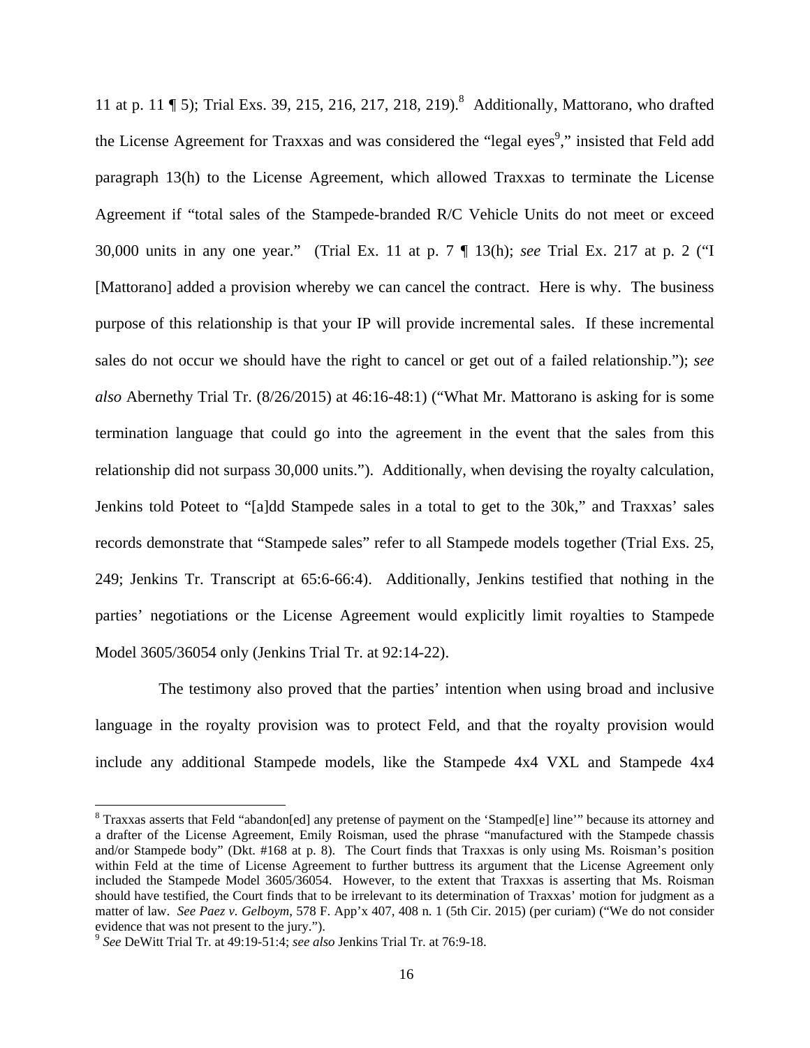11 at p. 11 ¶ 5); Trial Exs. 39, 215, 216, 217, 218, 219).[8] Additionally, Mattorano, who drafted the License Agreement for Traxxas and was considered the "legal eyes[9]," insisted that Feld add paragraph 13(h) to the License Agreement, which allowed Traxxas to terminate the License Agreement if "total sales of the Stampede-branded R/C Vehicle Units do not meet or exceed 30,000 units in any one year." (Trial Ex. 11 at p. 7 ¶ 13(h); *see* Trial Ex. 217 at p. 2 ("I [Mattorano] added a provision whereby we can cancel the contract. Here is why. The business purpose of this relationship is that your IP will provide incremental sales. If these incremental sales do not occur we should have the right to cancel or get out of a failed relationship."); *see also* Abernethy Trial Tr. (8/26/2015) at 46:16-48:1) ("What Mr. Mattorano is asking for is some termination language that could go into the agreement in the event that the sales from this relationship did not surpass 30,000 units."). Additionally, when devising the royalty calculation, Jenkins told Poteet to "[a]dd Stampede sales in a total to get to the 30k," and Traxxas' sales records demonstrate that "Stampede sales" refer to all Stampede models together (Trial Exs. 25, 249; Jenkins Tr. Transcript at 65:6-66:4). Additionally, Jenkins testified that nothing in the parties' negotiations or the License Agreement would explicitly limit royalties to Stampede Model 3605/36054 only (Jenkins Trial Tr. at 92:14-22).

The testimony also proved that the parties' intention when using broad and inclusive language in the royalty provision was to protect Feld, and that the royalty provision would include any additional Stampede models, like the Stampede 4x4 VXL and Stampede 4x4

---

[8] Traxxas asserts that Feld "abandon[ed] any pretense of payment on the 'Stamped[e] line'" because its attorney and a drafter of the License Agreement, Emily Roisman, used the phrase "manufactured with the Stampede chassis and/or Stampede body" (Dkt. #168 at p. 8). The Court finds that Traxxas is only using Ms. Roisman's position within Feld at the time of License Agreement to further buttress its argument that the License Agreement only included the Stampede Model 3605/36054. However, to the extent that Traxxas is asserting that Ms. Roisman should have testified, the Court finds that to be irrelevant to its determination of Traxxas' motion for judgment as a matter of law. *See Paez v. Gelboym*, 578 F. App'x 407, 408 n. 1 (5th Cir. 2015) (per curiam) ("We do not consider evidence that was not present to the jury.").

[9] *See* DeWitt Trial Tr. at 49:19-51:4; *see also* Jenkins Trial Tr. at 76:9-18.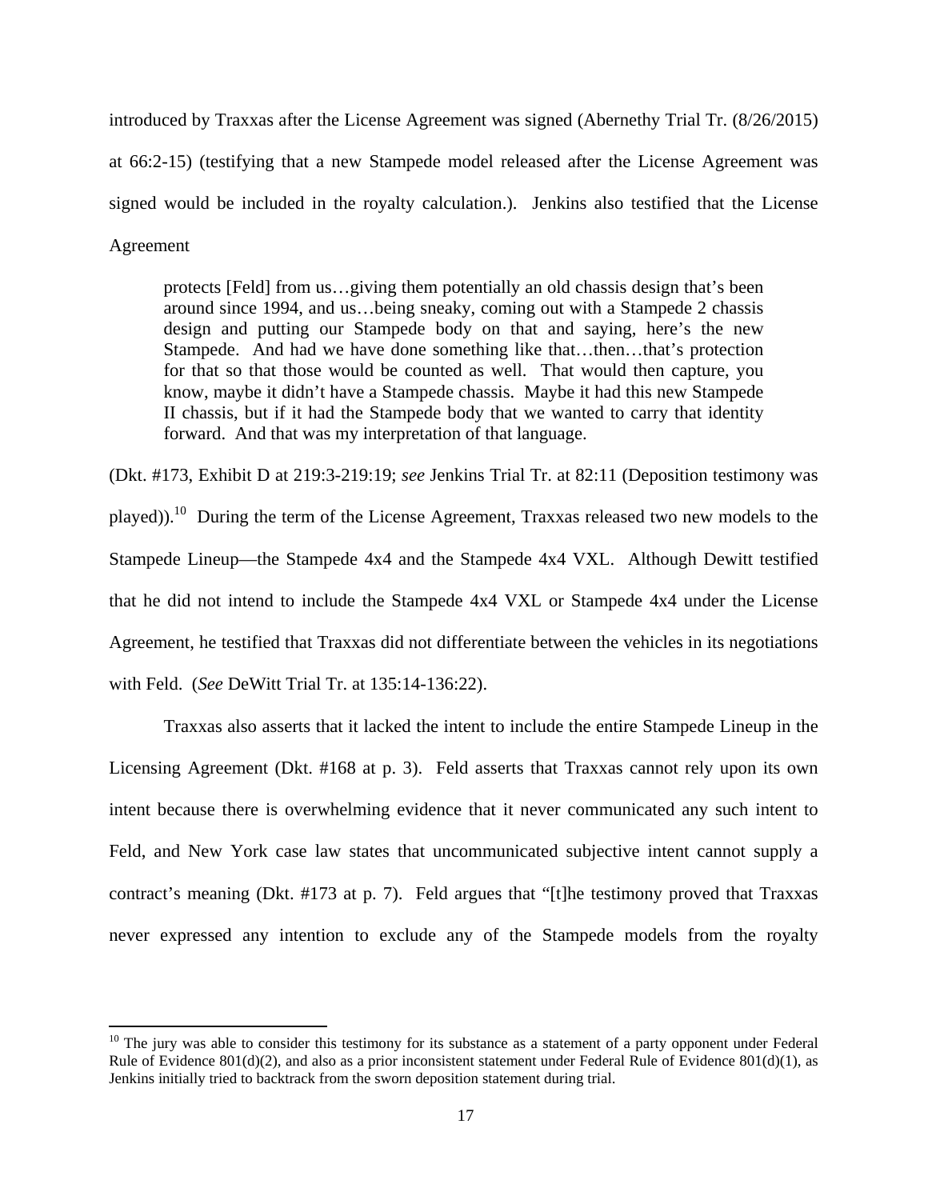introduced by Traxxas after the License Agreement was signed (Abernethy Trial Tr. (8/26/2015) at 66:2-15) (testifying that a new Stampede model released after the License Agreement was signed would be included in the royalty calculation.). Jenkins also testified that the License Agreement

> protects [Feld] from us…giving them potentially an old chassis design that's been around since 1994, and us…being sneaky, coming out with a Stampede 2 chassis design and putting our Stampede body on that and saying, here's the new Stampede. And had we have done something like that…then…that's protection for that so that those would be counted as well. That would then capture, you know, maybe it didn't have a Stampede chassis. Maybe it had this new Stampede II chassis, but if it had the Stampede body that we wanted to carry that identity forward. And that was my interpretation of that language.

(Dkt. #173, Exhibit D at 219:3-219:19; *see* Jenkins Trial Tr. at 82:11 (Deposition testimony was played)).[10] During the term of the License Agreement, Traxxas released two new models to the Stampede Lineup—the Stampede 4x4 and the Stampede 4x4 VXL. Although Dewitt testified that he did not intend to include the Stampede 4x4 VXL or Stampede 4x4 under the License Agreement, he testified that Traxxas did not differentiate between the vehicles in its negotiations with Feld. (*See* DeWitt Trial Tr. at 135:14-136:22).

Traxxas also asserts that it lacked the intent to include the entire Stampede Lineup in the Licensing Agreement (Dkt. #168 at p. 3). Feld asserts that Traxxas cannot rely upon its own intent because there is overwhelming evidence that it never communicated any such intent to Feld, and New York case law states that uncommunicated subjective intent cannot supply a contract's meaning (Dkt. #173 at p. 7). Feld argues that "[t]he testimony proved that Traxxas never expressed any intention to exclude any of the Stampede models from the royalty

---

[10] The jury was able to consider this testimony for its substance as a statement of a party opponent under Federal Rule of Evidence 801(d)(2), and also as a prior inconsistent statement under Federal Rule of Evidence 801(d)(1), as Jenkins initially tried to backtrack from the sworn deposition statement during trial.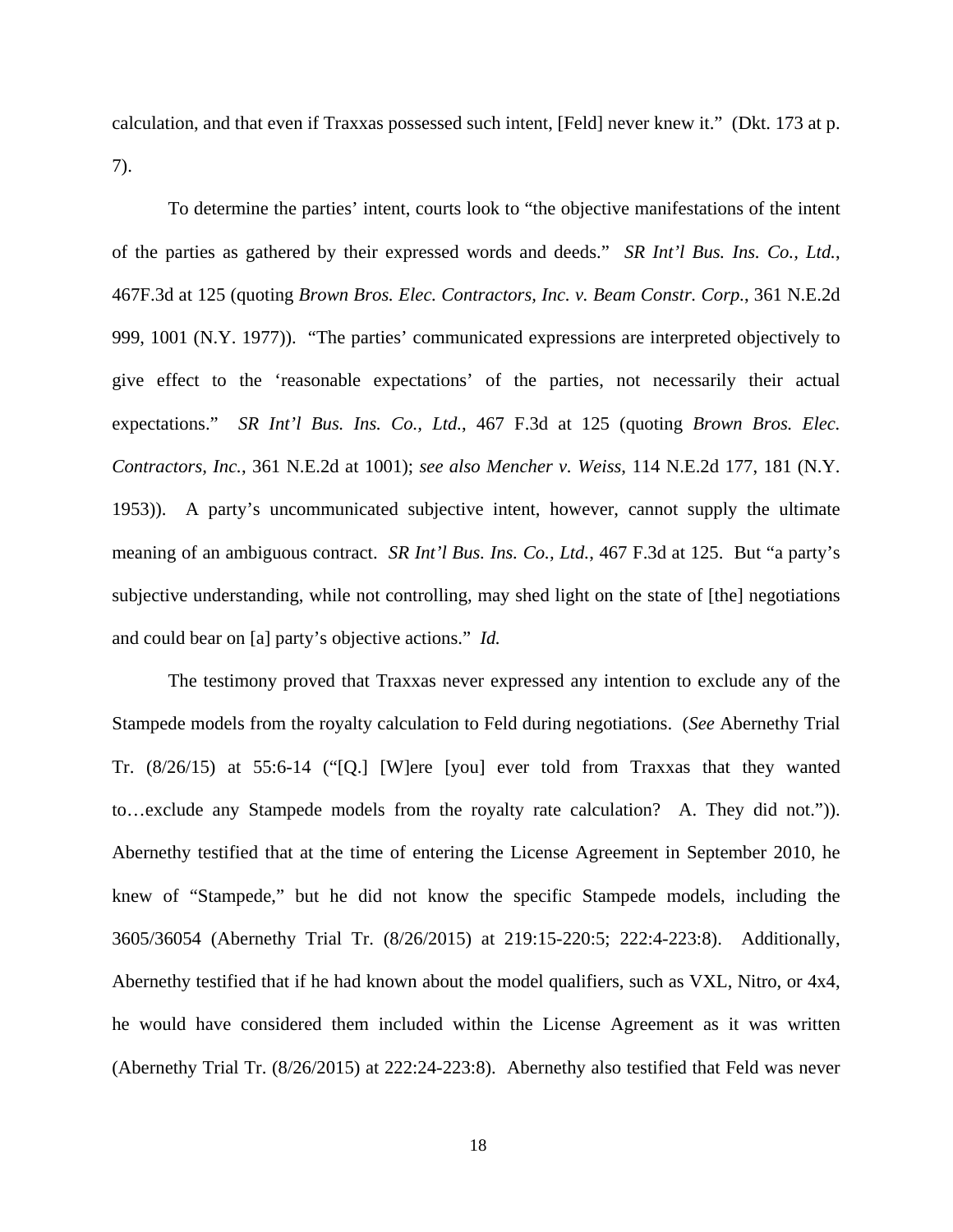calculation, and that even if Traxxas possessed such intent, [Feld] never knew it." (Dkt. 173 at p. 7).

To determine the parties' intent, courts look to "the objective manifestations of the intent of the parties as gathered by their expressed words and deeds." *SR Int'l Bus. Ins. Co., Ltd.*, 467F.3d at 125 (quoting *Brown Bros. Elec. Contractors, Inc. v. Beam Constr. Corp.*, 361 N.E.2d 999, 1001 (N.Y. 1977)). "The parties' communicated expressions are interpreted objectively to give effect to the 'reasonable expectations' of the parties, not necessarily their actual expectations." *SR Int'l Bus. Ins. Co., Ltd.*, 467 F.3d at 125 (quoting *Brown Bros. Elec. Contractors, Inc.*, 361 N.E.2d at 1001); *see also Mencher v. Weiss*, 114 N.E.2d 177, 181 (N.Y. 1953)). A party's uncommunicated subjective intent, however, cannot supply the ultimate meaning of an ambiguous contract. *SR Int'l Bus. Ins. Co., Ltd.*, 467 F.3d at 125. But "a party's subjective understanding, while not controlling, may shed light on the state of [the] negotiations and could bear on [a] party's objective actions." *Id.*

The testimony proved that Traxxas never expressed any intention to exclude any of the Stampede models from the royalty calculation to Feld during negotiations. (*See* Abernethy Trial Tr. (8/26/15) at 55:6-14 ("[Q.] [W]ere [you] ever told from Traxxas that they wanted to…exclude any Stampede models from the royalty rate calculation? A. They did not.")). Abernethy testified that at the time of entering the License Agreement in September 2010, he knew of "Stampede," but he did not know the specific Stampede models, including the 3605/36054 (Abernethy Trial Tr. (8/26/2015) at 219:15-220:5; 222:4-223:8). Additionally, Abernethy testified that if he had known about the model qualifiers, such as VXL, Nitro, or 4x4, he would have considered them included within the License Agreement as it was written (Abernethy Trial Tr. (8/26/2015) at 222:24-223:8). Abernethy also testified that Feld was never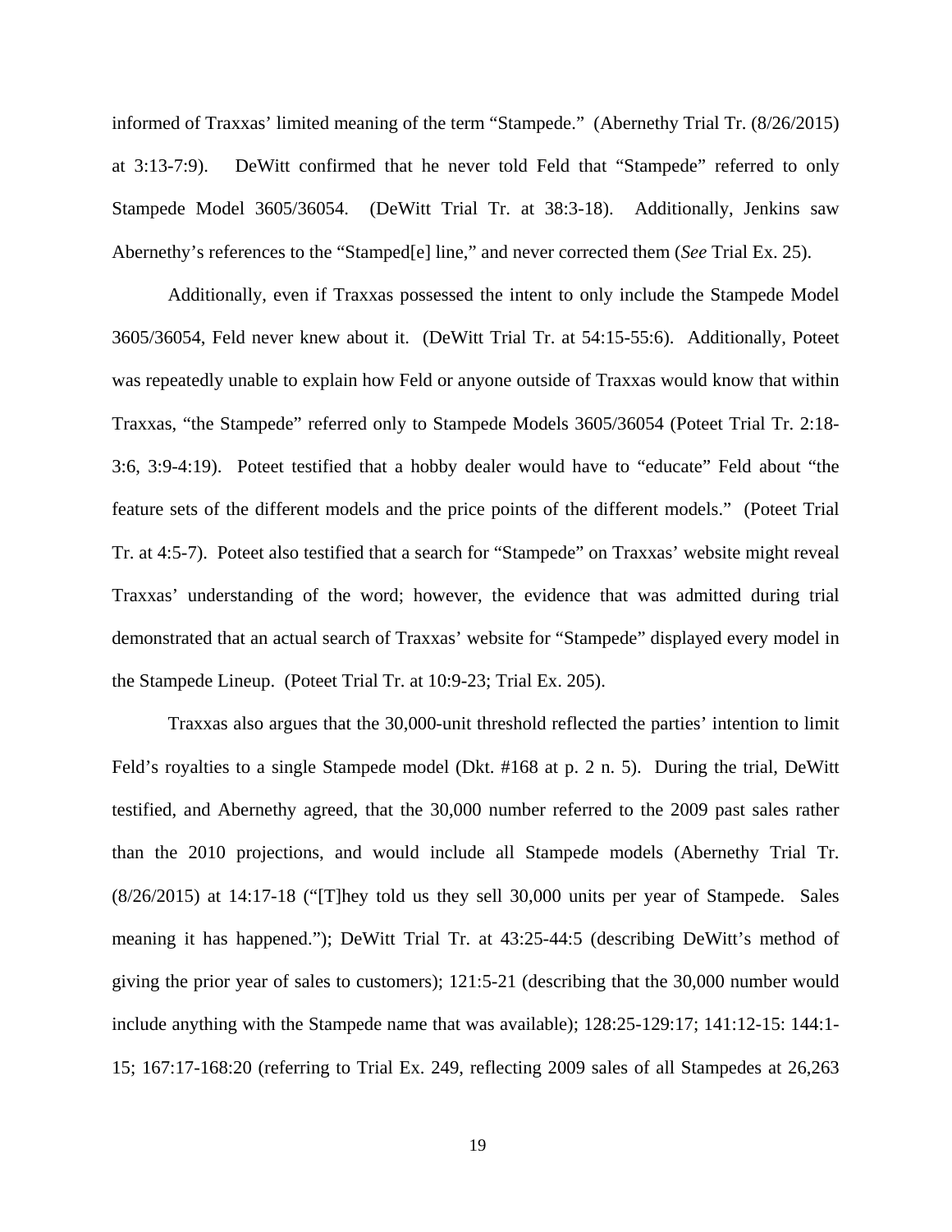informed of Traxxas' limited meaning of the term "Stampede." (Abernethy Trial Tr. (8/26/2015) at 3:13-7:9). DeWitt confirmed that he never told Feld that "Stampede" referred to only Stampede Model 3605/36054. (DeWitt Trial Tr. at 38:3-18). Additionally, Jenkins saw Abernethy's references to the "Stamped[e] line," and never corrected them (*See* Trial Ex. 25).

Additionally, even if Traxxas possessed the intent to only include the Stampede Model 3605/36054, Feld never knew about it. (DeWitt Trial Tr. at 54:15-55:6). Additionally, Poteet was repeatedly unable to explain how Feld or anyone outside of Traxxas would know that within Traxxas, "the Stampede" referred only to Stampede Models 3605/36054 (Poteet Trial Tr. 2:18-3:6, 3:9-4:19). Poteet testified that a hobby dealer would have to "educate" Feld about "the feature sets of the different models and the price points of the different models." (Poteet Trial Tr. at 4:5-7). Poteet also testified that a search for "Stampede" on Traxxas' website might reveal Traxxas' understanding of the word; however, the evidence that was admitted during trial demonstrated that an actual search of Traxxas' website for "Stampede" displayed every model in the Stampede Lineup. (Poteet Trial Tr. at 10:9-23; Trial Ex. 205).

Traxxas also argues that the 30,000-unit threshold reflected the parties' intention to limit Feld's royalties to a single Stampede model (Dkt. #168 at p. 2 n. 5). During the trial, DeWitt testified, and Abernethy agreed, that the 30,000 number referred to the 2009 past sales rather than the 2010 projections, and would include all Stampede models (Abernethy Trial Tr. (8/26/2015) at 14:17-18 ("[T]hey told us they sell 30,000 units per year of Stampede. Sales meaning it has happened."); DeWitt Trial Tr. at 43:25-44:5 (describing DeWitt's method of giving the prior year of sales to customers); 121:5-21 (describing that the 30,000 number would include anything with the Stampede name that was available); 128:25-129:17; 141:12-15: 144:1-15; 167:17-168:20 (referring to Trial Ex. 249, reflecting 2009 sales of all Stampedes at 26,263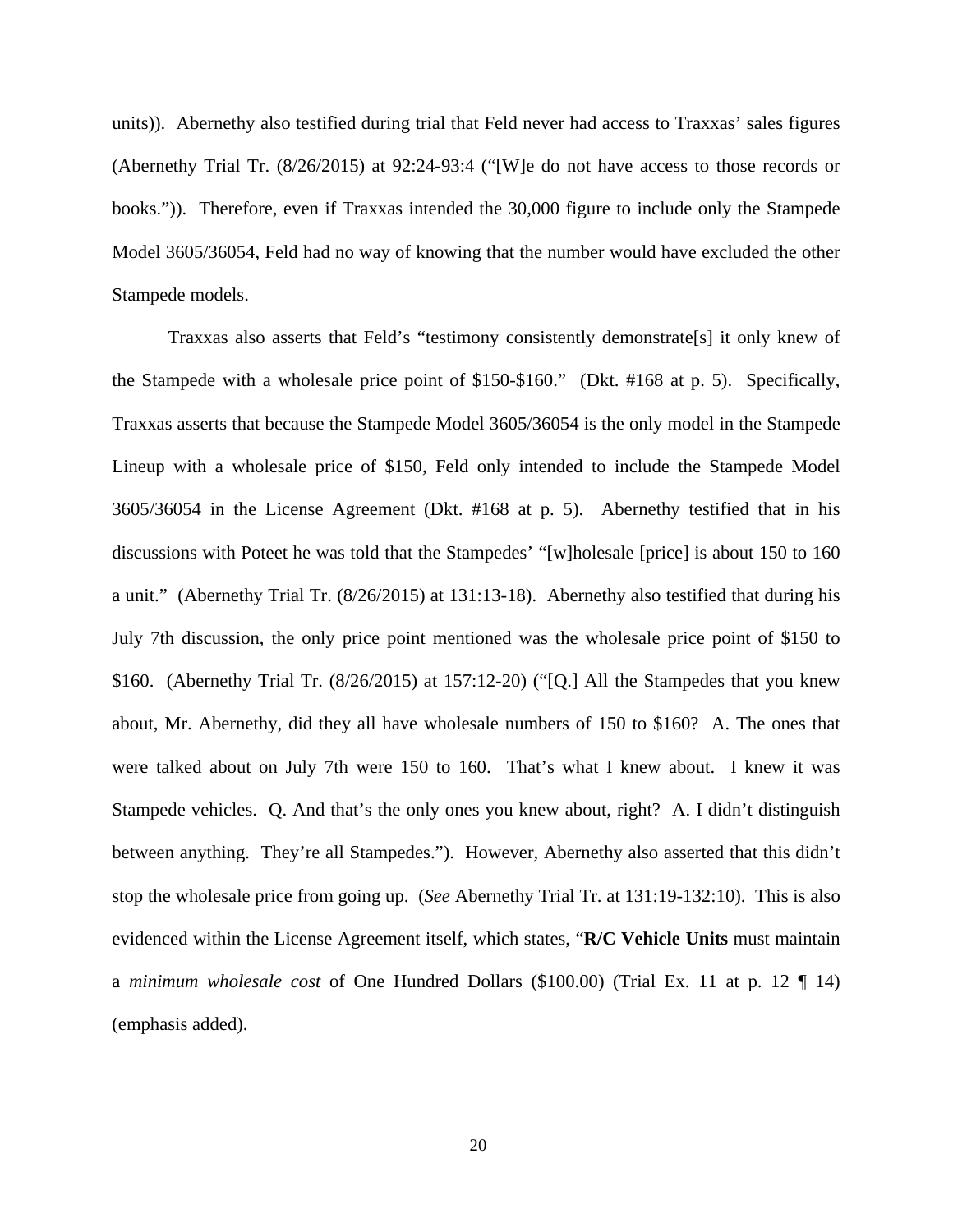units)). Abernethy also testified during trial that Feld never had access to Traxxas' sales figures (Abernethy Trial Tr. (8/26/2015) at 92:24-93:4 ("[W]e do not have access to those records or books.")). Therefore, even if Traxxas intended the 30,000 figure to include only the Stampede Model 3605/36054, Feld had no way of knowing that the number would have excluded the other Stampede models.

Traxxas also asserts that Feld's "testimony consistently demonstrate[s] it only knew of the Stampede with a wholesale price point of $150-$160." (Dkt. #168 at p. 5). Specifically, Traxxas asserts that because the Stampede Model 3605/36054 is the only model in the Stampede Lineup with a wholesale price of $150, Feld only intended to include the Stampede Model 3605/36054 in the License Agreement (Dkt. #168 at p. 5). Abernethy testified that in his discussions with Poteet he was told that the Stampedes' "[w]holesale [price] is about 150 to 160 a unit." (Abernethy Trial Tr. (8/26/2015) at 131:13-18). Abernethy also testified that during his July 7th discussion, the only price point mentioned was the wholesale price point of $150 to $160. (Abernethy Trial Tr. (8/26/2015) at 157:12-20) ("[Q.] All the Stampedes that you knew about, Mr. Abernethy, did they all have wholesale numbers of 150 to $160? A. The ones that were talked about on July 7th were 150 to 160. That's what I knew about. I knew it was Stampede vehicles. Q. And that's the only ones you knew about, right? A. I didn't distinguish between anything. They're all Stampedes."). However, Abernethy also asserted that this didn't stop the wholesale price from going up. (*See* Abernethy Trial Tr. at 131:19-132:10). This is also evidenced within the License Agreement itself, which states, "**R/C Vehicle Units** must maintain a *minimum wholesale cost* of One Hundred Dollars ($100.00) (Trial Ex. 11 at p. 12 ¶ 14) (emphasis added).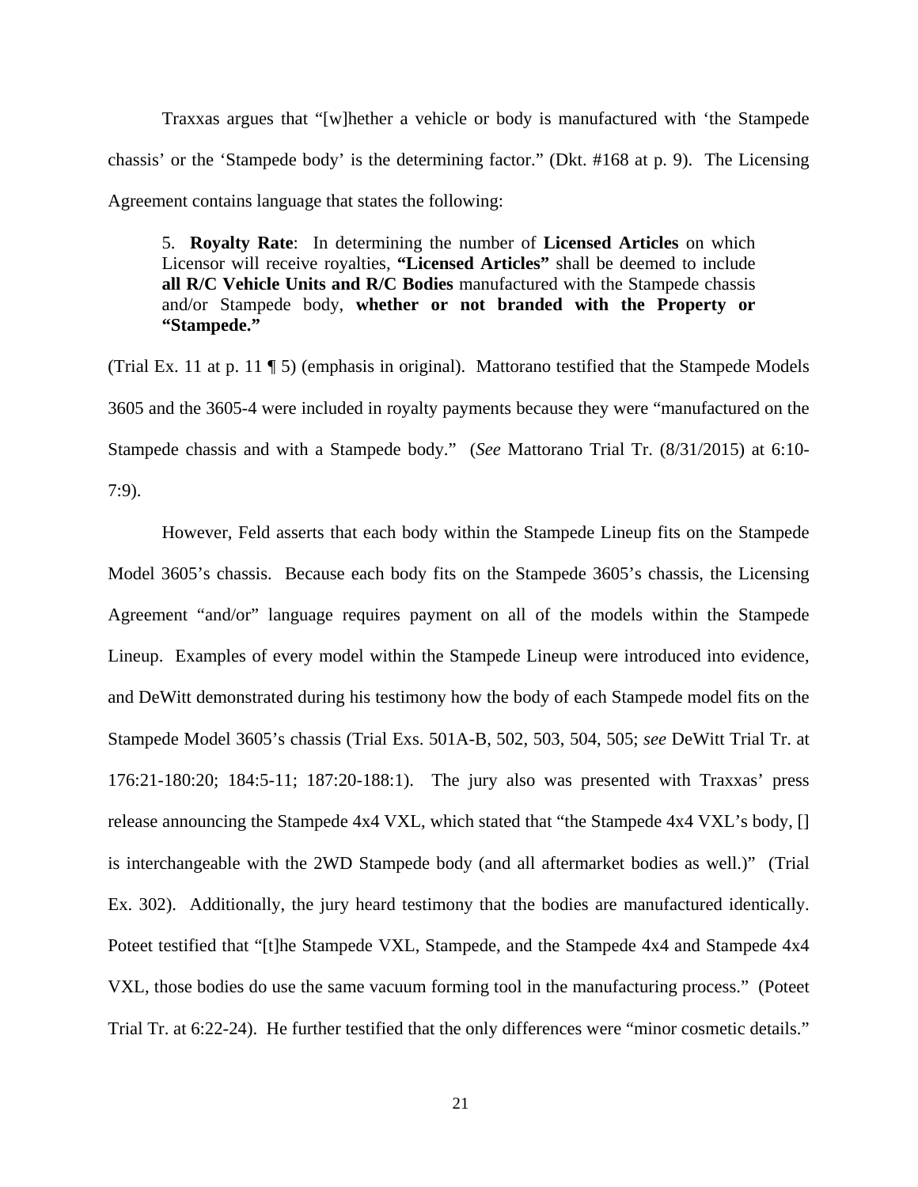Traxxas argues that "[w]hether a vehicle or body is manufactured with 'the Stampede chassis' or the 'Stampede body' is the determining factor." (Dkt. #168 at p. 9). The Licensing Agreement contains language that states the following:

> 5. **Royalty Rate**: In determining the number of **Licensed Articles** on which Licensor will receive royalties, **"Licensed Articles"** shall be deemed to include **all R/C Vehicle Units and R/C Bodies** manufactured with the Stampede chassis and/or Stampede body, **whether or not branded with the Property or "Stampede."**

(Trial Ex. 11 at p. 11 ¶ 5) (emphasis in original). Mattorano testified that the Stampede Models 3605 and the 3605-4 were included in royalty payments because they were "manufactured on the Stampede chassis and with a Stampede body." (*See* Mattorano Trial Tr. (8/31/2015) at 6:10-7:9).

However, Feld asserts that each body within the Stampede Lineup fits on the Stampede Model 3605's chassis. Because each body fits on the Stampede 3605's chassis, the Licensing Agreement "and/or" language requires payment on all of the models within the Stampede Lineup. Examples of every model within the Stampede Lineup were introduced into evidence, and DeWitt demonstrated during his testimony how the body of each Stampede model fits on the Stampede Model 3605's chassis (Trial Exs. 501A-B, 502, 503, 504, 505; *see* DeWitt Trial Tr. at 176:21-180:20; 184:5-11; 187:20-188:1). The jury also was presented with Traxxas' press release announcing the Stampede 4x4 VXL, which stated that "the Stampede 4x4 VXL's body, [] is interchangeable with the 2WD Stampede body (and all aftermarket bodies as well.)" (Trial Ex. 302). Additionally, the jury heard testimony that the bodies are manufactured identically. Poteet testified that "[t]he Stampede VXL, Stampede, and the Stampede 4x4 and Stampede 4x4 VXL, those bodies do use the same vacuum forming tool in the manufacturing process." (Poteet Trial Tr. at 6:22-24). He further testified that the only differences were "minor cosmetic details."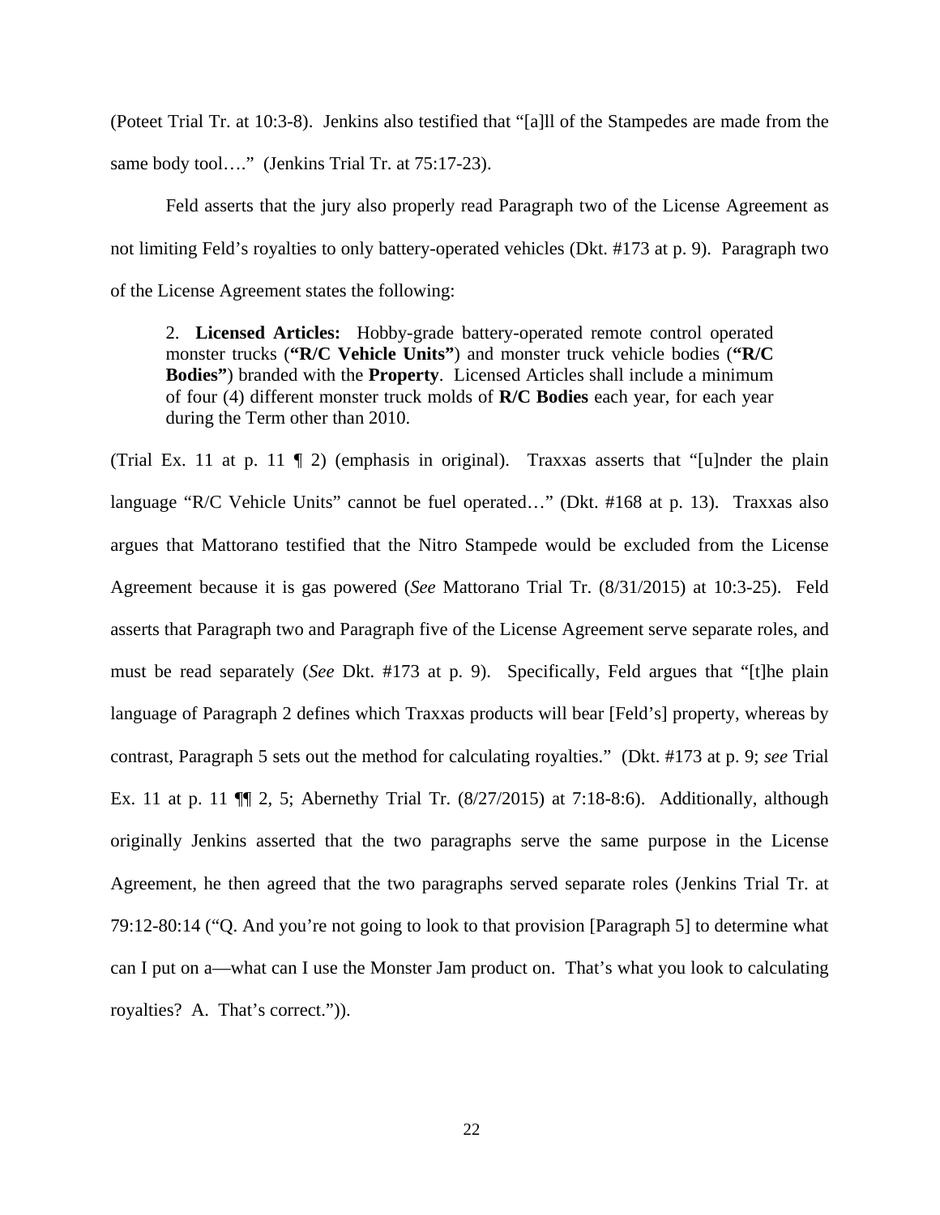(Poteet Trial Tr. at 10:3-8). Jenkins also testified that "[a]ll of the Stampedes are made from the same body tool…." (Jenkins Trial Tr. at 75:17-23).

Feld asserts that the jury also properly read Paragraph two of the License Agreement as not limiting Feld's royalties to only battery-operated vehicles (Dkt. #173 at p. 9). Paragraph two of the License Agreement states the following:

> 2. **Licensed Articles:** Hobby-grade battery-operated remote control operated monster trucks (**"R/C Vehicle Units"**) and monster truck vehicle bodies (**"R/C Bodies"**) branded with the **Property**. Licensed Articles shall include a minimum of four (4) different monster truck molds of **R/C Bodies** each year, for each year during the Term other than 2010.

(Trial Ex. 11 at p. 11 ¶ 2) (emphasis in original). Traxxas asserts that "[u]nder the plain language "R/C Vehicle Units" cannot be fuel operated…" (Dkt. #168 at p. 13). Traxxas also argues that Mattorano testified that the Nitro Stampede would be excluded from the License Agreement because it is gas powered (*See* Mattorano Trial Tr. (8/31/2015) at 10:3-25). Feld asserts that Paragraph two and Paragraph five of the License Agreement serve separate roles, and must be read separately (*See* Dkt. #173 at p. 9). Specifically, Feld argues that "[t]he plain language of Paragraph 2 defines which Traxxas products will bear [Feld's] property, whereas by contrast, Paragraph 5 sets out the method for calculating royalties." (Dkt. #173 at p. 9; *see* Trial Ex. 11 at p. 11 ¶¶ 2, 5; Abernethy Trial Tr. (8/27/2015) at 7:18-8:6). Additionally, although originally Jenkins asserted that the two paragraphs serve the same purpose in the License Agreement, he then agreed that the two paragraphs served separate roles (Jenkins Trial Tr. at 79:12-80:14 ("Q. And you're not going to look to that provision [Paragraph 5] to determine what can I put on a—what can I use the Monster Jam product on. That's what you look to calculating royalties? A. That's correct.")).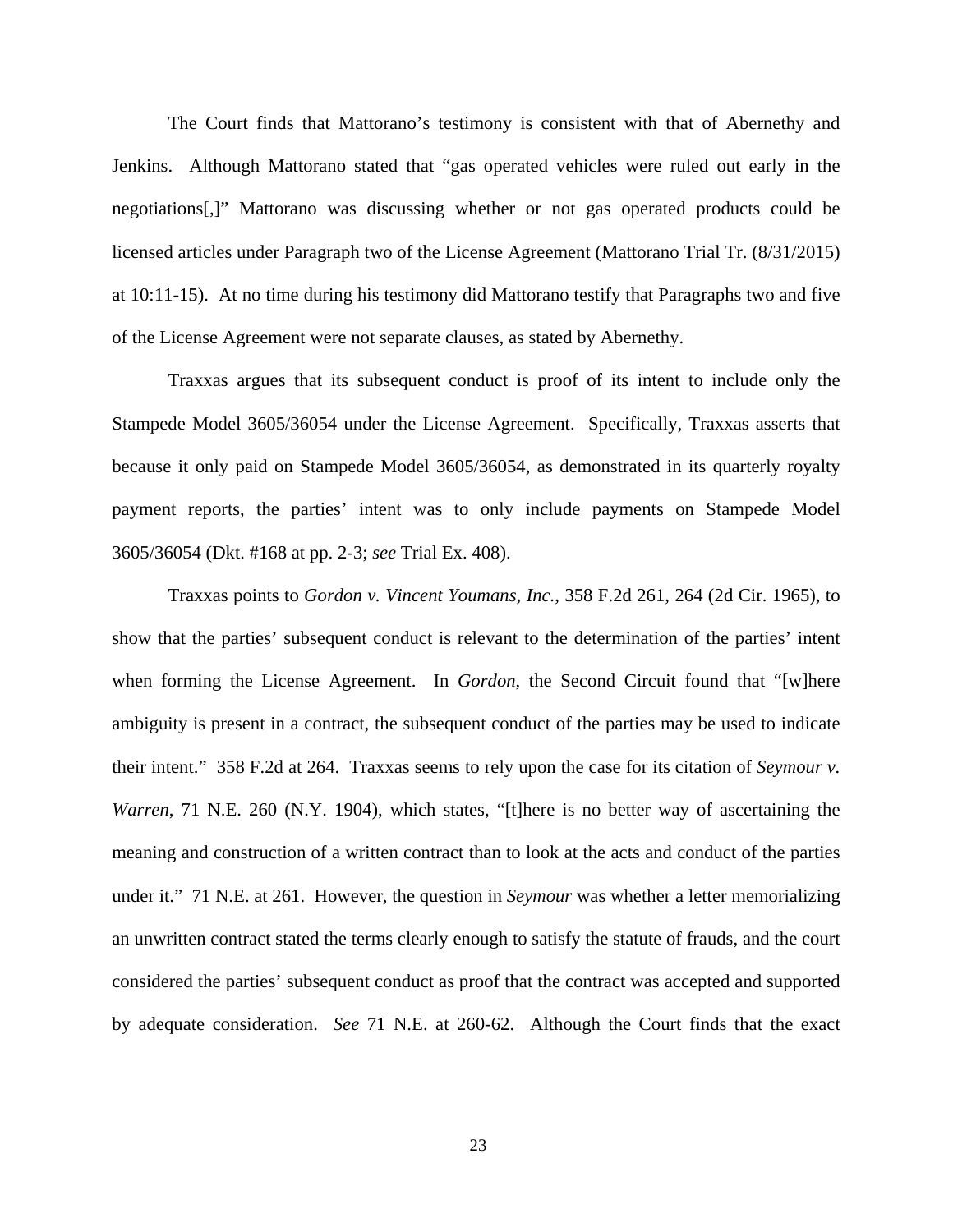The Court finds that Mattorano's testimony is consistent with that of Abernethy and Jenkins. Although Mattorano stated that "gas operated vehicles were ruled out early in the negotiations[,]" Mattorano was discussing whether or not gas operated products could be licensed articles under Paragraph two of the License Agreement (Mattorano Trial Tr. (8/31/2015) at 10:11-15). At no time during his testimony did Mattorano testify that Paragraphs two and five of the License Agreement were not separate clauses, as stated by Abernethy.

Traxxas argues that its subsequent conduct is proof of its intent to include only the Stampede Model 3605/36054 under the License Agreement. Specifically, Traxxas asserts that because it only paid on Stampede Model 3605/36054, as demonstrated in its quarterly royalty payment reports, the parties' intent was to only include payments on Stampede Model 3605/36054 (Dkt. #168 at pp. 2-3; *see* Trial Ex. 408).

Traxxas points to *Gordon v. Vincent Youmans, Inc.*, 358 F.2d 261, 264 (2d Cir. 1965), to show that the parties' subsequent conduct is relevant to the determination of the parties' intent when forming the License Agreement. In *Gordon*, the Second Circuit found that "[w]here ambiguity is present in a contract, the subsequent conduct of the parties may be used to indicate their intent." 358 F.2d at 264. Traxxas seems to rely upon the case for its citation of *Seymour v. Warren*, 71 N.E. 260 (N.Y. 1904), which states, "[t]here is no better way of ascertaining the meaning and construction of a written contract than to look at the acts and conduct of the parties under it." 71 N.E. at 261. However, the question in *Seymour* was whether a letter memorializing an unwritten contract stated the terms clearly enough to satisfy the statute of frauds, and the court considered the parties' subsequent conduct as proof that the contract was accepted and supported by adequate consideration. *See* 71 N.E. at 260-62. Although the Court finds that the exact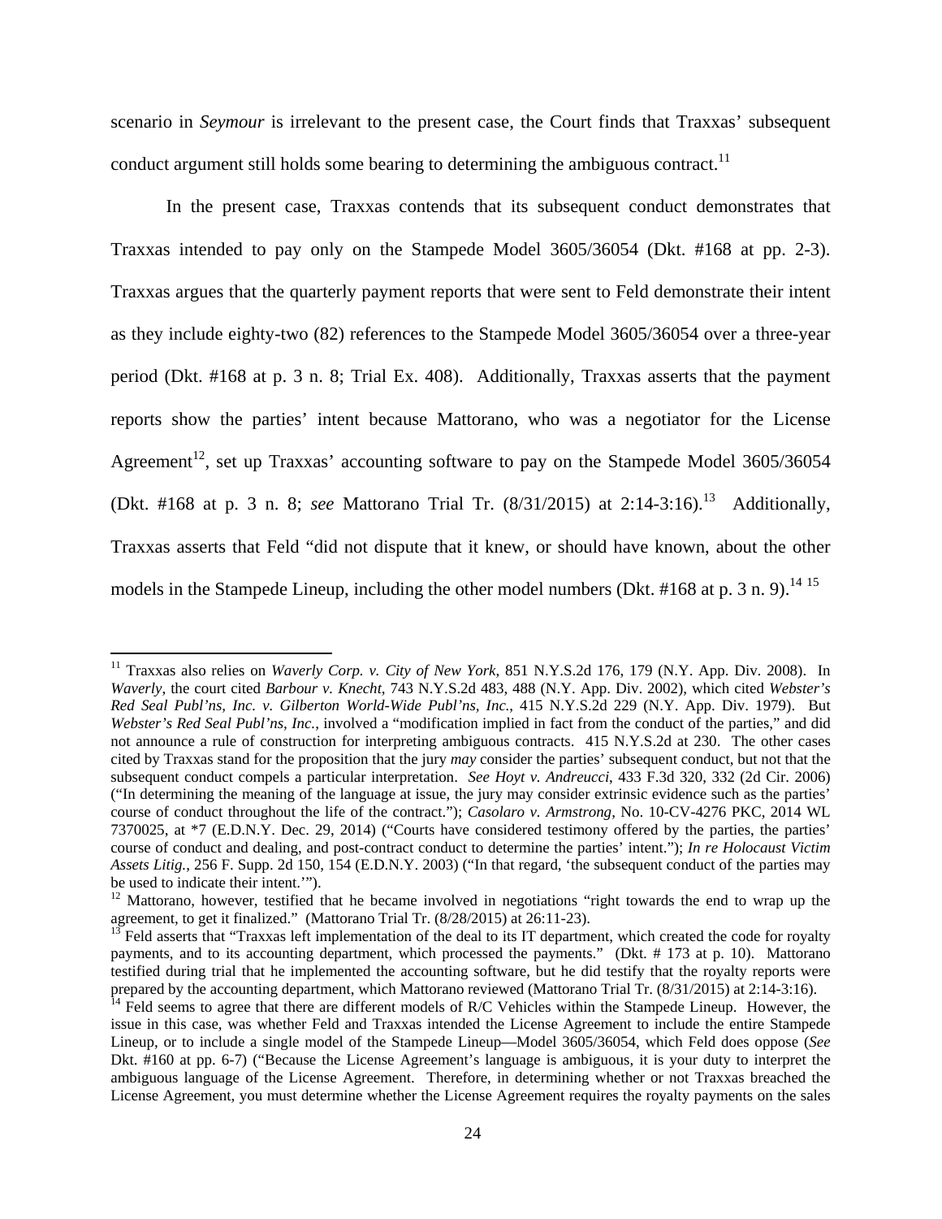scenario in *Seymour* is irrelevant to the present case, the Court finds that Traxxas' subsequent conduct argument still holds some bearing to determining the ambiguous contract.[11]

In the present case, Traxxas contends that its subsequent conduct demonstrates that Traxxas intended to pay only on the Stampede Model 3605/36054 (Dkt. #168 at pp. 2-3). Traxxas argues that the quarterly payment reports that were sent to Feld demonstrate their intent as they include eighty-two (82) references to the Stampede Model 3605/36054 over a three-year period (Dkt. #168 at p. 3 n. 8; Trial Ex. 408). Additionally, Traxxas asserts that the payment reports show the parties' intent because Mattorano, who was a negotiator for the License Agreement[12], set up Traxxas' accounting software to pay on the Stampede Model 3605/36054 (Dkt. #168 at p. 3 n. 8; *see* Mattorano Trial Tr. (8/31/2015) at 2:14-3:16).[13] Additionally, Traxxas asserts that Feld "did not dispute that it knew, or should have known, about the other models in the Stampede Lineup, including the other model numbers (Dkt. #168 at p. 3 n. 9).[14] [15]

---

[11] Traxxas also relies on *Waverly Corp. v. City of New York*, 851 N.Y.S.2d 176, 179 (N.Y. App. Div. 2008). In *Waverly*, the court cited *Barbour v. Knecht*, 743 N.Y.S.2d 483, 488 (N.Y. App. Div. 2002), which cited *Webster's Red Seal Publ'ns, Inc. v. Gilberton World-Wide Publ'ns, Inc.*, 415 N.Y.S.2d 229 (N.Y. App. Div. 1979). But *Webster's Red Seal Publ'ns, Inc.*, involved a "modification implied in fact from the conduct of the parties," and did not announce a rule of construction for interpreting ambiguous contracts. 415 N.Y.S.2d at 230. The other cases cited by Traxxas stand for the proposition that the jury *may* consider the parties' subsequent conduct, but not that the subsequent conduct compels a particular interpretation. *See Hoyt v. Andreucci*, 433 F.3d 320, 332 (2d Cir. 2006) ("In determining the meaning of the language at issue, the jury may consider extrinsic evidence such as the parties' course of conduct throughout the life of the contract."); *Casolaro v. Armstrong*, No. 10-CV-4276 PKC, 2014 WL 7370025, at *7 (E.D.N.Y. Dec. 29, 2014) ("Courts have considered testimony offered by the parties, the parties' course of conduct and dealing, and post-contract conduct to determine the parties' intent."); *In re Holocaust Victim Assets Litig.*, 256 F. Supp. 2d 150, 154 (E.D.N.Y. 2003) ("In that regard, 'the subsequent conduct of the parties may be used to indicate their intent.'").

[12] Mattorano, however, testified that he became involved in negotiations "right towards the end to wrap up the agreement, to get it finalized." (Mattorano Trial Tr. (8/28/2015) at 26:11-23).

[13] Feld asserts that "Traxxas left implementation of the deal to its IT department, which created the code for royalty payments, and to its accounting department, which processed the payments." (Dkt. # 173 at p. 10). Mattorano testified during trial that he implemented the accounting software, but he did testify that the royalty reports were prepared by the accounting department, which Mattorano reviewed (Mattorano Trial Tr. (8/31/2015) at 2:14-3:16).

[14] Feld seems to agree that there are different models of R/C Vehicles within the Stampede Lineup. However, the issue in this case, was whether Feld and Traxxas intended the License Agreement to include the entire Stampede Lineup, or to include a single model of the Stampede Lineup—Model 3605/36054, which Feld does oppose (*See* Dkt. #160 at pp. 6-7) ("Because the License Agreement's language is ambiguous, it is your duty to interpret the ambiguous language of the License Agreement. Therefore, in determining whether or not Traxxas breached the License Agreement, you must determine whether the License Agreement requires the royalty payments on the sales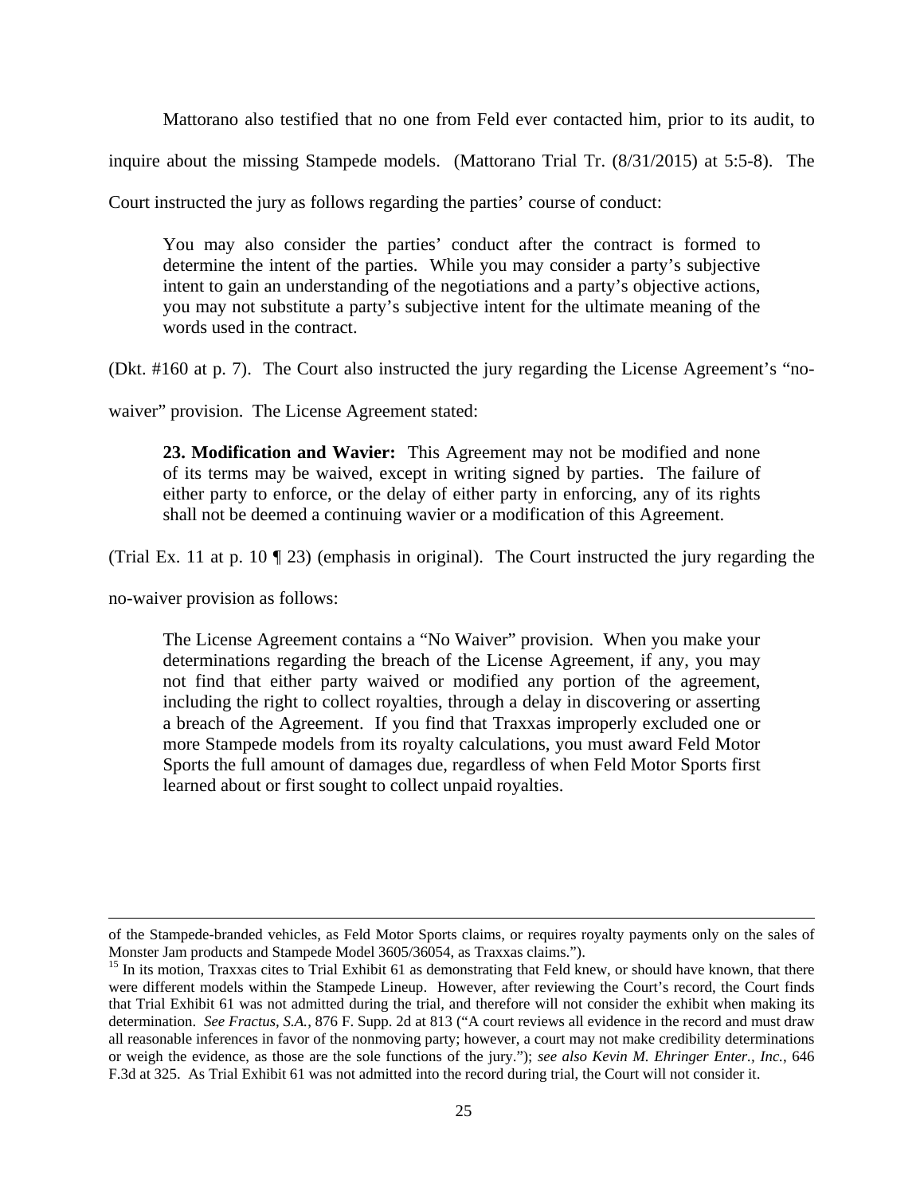Mattorano also testified that no one from Feld ever contacted him, prior to its audit, to inquire about the missing Stampede models. (Mattorano Trial Tr. (8/31/2015) at 5:5-8). The Court instructed the jury as follows regarding the parties' course of conduct:

> You may also consider the parties' conduct after the contract is formed to determine the intent of the parties. While you may consider a party's subjective intent to gain an understanding of the negotiations and a party's objective actions, you may not substitute a party's subjective intent for the ultimate meaning of the words used in the contract.

(Dkt. #160 at p. 7). The Court also instructed the jury regarding the License Agreement's "no-waiver" provision. The License Agreement stated:

> **23. Modification and Wavier:** This Agreement may not be modified and none of its terms may be waived, except in writing signed by parties. The failure of either party to enforce, or the delay of either party in enforcing, any of its rights shall not be deemed a continuing wavier or a modification of this Agreement.

(Trial Ex. 11 at p. 10 ¶ 23) (emphasis in original). The Court instructed the jury regarding the no-waiver provision as follows:

> The License Agreement contains a "No Waiver" provision. When you make your determinations regarding the breach of the License Agreement, if any, you may not find that either party waived or modified any portion of the agreement, including the right to collect royalties, through a delay in discovering or asserting a breach of the Agreement. If you find that Traxxas improperly excluded one or more Stampede models from its royalty calculations, you must award Feld Motor Sports the full amount of damages due, regardless of when Feld Motor Sports first learned about or first sought to collect unpaid royalties.

---

of the Stampede-branded vehicles, as Feld Motor Sports claims, or requires royalty payments only on the sales of Monster Jam products and Stampede Model 3605/36054, as Traxxas claims.").

[15] In its motion, Traxxas cites to Trial Exhibit 61 as demonstrating that Feld knew, or should have known, that there were different models within the Stampede Lineup. However, after reviewing the Court's record, the Court finds that Trial Exhibit 61 was not admitted during the trial, and therefore will not consider the exhibit when making its determination. *See Fractus, S.A.*, 876 F. Supp. 2d at 813 ("A court reviews all evidence in the record and must draw all reasonable inferences in favor of the nonmoving party; however, a court may not make credibility determinations or weigh the evidence, as those are the sole functions of the jury."); *see also Kevin M. Ehringer Enter., Inc.*, 646 F.3d at 325. As Trial Exhibit 61 was not admitted into the record during trial, the Court will not consider it.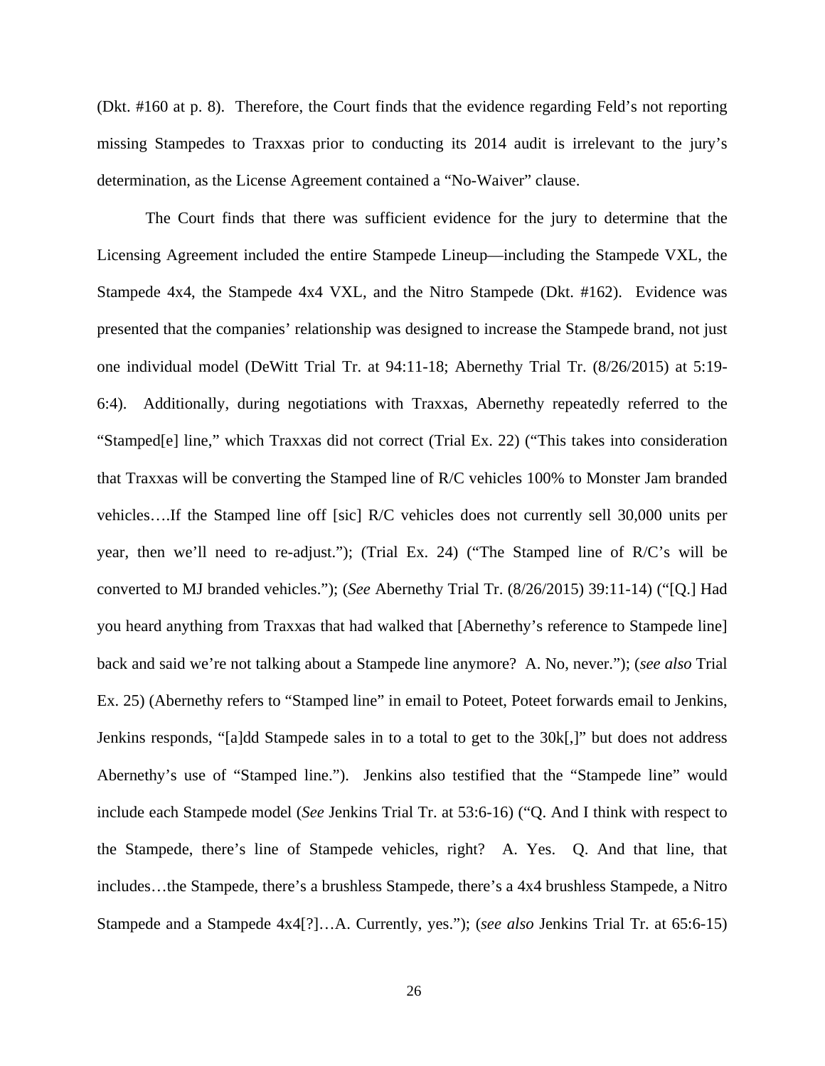(Dkt. #160 at p. 8). Therefore, the Court finds that the evidence regarding Feld's not reporting missing Stampedes to Traxxas prior to conducting its 2014 audit is irrelevant to the jury's determination, as the License Agreement contained a "No-Waiver" clause.

The Court finds that there was sufficient evidence for the jury to determine that the Licensing Agreement included the entire Stampede Lineup—including the Stampede VXL, the Stampede 4x4, the Stampede 4x4 VXL, and the Nitro Stampede (Dkt. #162). Evidence was presented that the companies' relationship was designed to increase the Stampede brand, not just one individual model (DeWitt Trial Tr. at 94:11-18; Abernethy Trial Tr. (8/26/2015) at 5:19-6:4). Additionally, during negotiations with Traxxas, Abernethy repeatedly referred to the "Stamped[e] line," which Traxxas did not correct (Trial Ex. 22) ("This takes into consideration that Traxxas will be converting the Stamped line of R/C vehicles 100% to Monster Jam branded vehicles….If the Stamped line off [sic] R/C vehicles does not currently sell 30,000 units per year, then we'll need to re-adjust."); (Trial Ex. 24) ("The Stamped line of R/C's will be converted to MJ branded vehicles."); (*See* Abernethy Trial Tr. (8/26/2015) 39:11-14) ("[Q.] Had you heard anything from Traxxas that had walked that [Abernethy's reference to Stampede line] back and said we're not talking about a Stampede line anymore? A. No, never."); (*see also* Trial Ex. 25) (Abernethy refers to "Stamped line" in email to Poteet, Poteet forwards email to Jenkins, Jenkins responds, "[a]dd Stampede sales in to a total to get to the 30k[,]" but does not address Abernethy's use of "Stamped line."). Jenkins also testified that the "Stampede line" would include each Stampede model (*See* Jenkins Trial Tr. at 53:6-16) ("Q. And I think with respect to the Stampede, there's line of Stampede vehicles, right? A. Yes. Q. And that line, that includes…the Stampede, there's a brushless Stampede, there's a 4x4 brushless Stampede, a Nitro Stampede and a Stampede 4x4[?]…A. Currently, yes."); (*see also* Jenkins Trial Tr. at 65:6-15)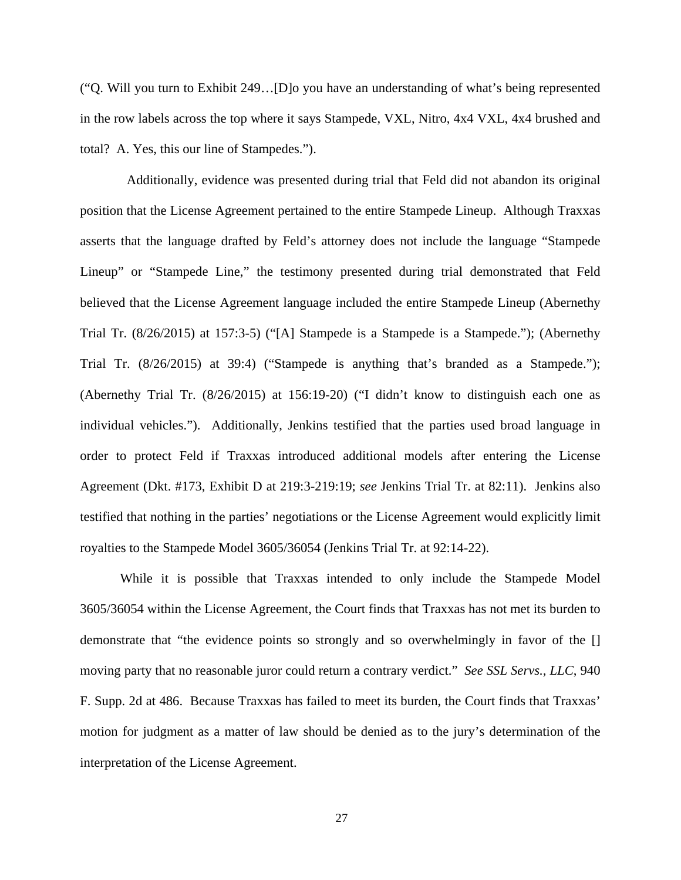("Q. Will you turn to Exhibit 249…[D]o you have an understanding of what's being represented in the row labels across the top where it says Stampede, VXL, Nitro, 4x4 VXL, 4x4 brushed and total? A. Yes, this our line of Stampedes.").

Additionally, evidence was presented during trial that Feld did not abandon its original position that the License Agreement pertained to the entire Stampede Lineup. Although Traxxas asserts that the language drafted by Feld's attorney does not include the language "Stampede Lineup" or "Stampede Line," the testimony presented during trial demonstrated that Feld believed that the License Agreement language included the entire Stampede Lineup (Abernethy Trial Tr. (8/26/2015) at 157:3-5) ("[A] Stampede is a Stampede is a Stampede."); (Abernethy Trial Tr. (8/26/2015) at 39:4) ("Stampede is anything that's branded as a Stampede."); (Abernethy Trial Tr. (8/26/2015) at 156:19-20) ("I didn't know to distinguish each one as individual vehicles."). Additionally, Jenkins testified that the parties used broad language in order to protect Feld if Traxxas introduced additional models after entering the License Agreement (Dkt. #173, Exhibit D at 219:3-219:19; *see* Jenkins Trial Tr. at 82:11). Jenkins also testified that nothing in the parties' negotiations or the License Agreement would explicitly limit royalties to the Stampede Model 3605/36054 (Jenkins Trial Tr. at 92:14-22).

While it is possible that Traxxas intended to only include the Stampede Model 3605/36054 within the License Agreement, the Court finds that Traxxas has not met its burden to demonstrate that "the evidence points so strongly and so overwhelmingly in favor of the [] moving party that no reasonable juror could return a contrary verdict." *See SSL Servs., LLC*, 940 F. Supp. 2d at 486. Because Traxxas has failed to meet its burden, the Court finds that Traxxas' motion for judgment as a matter of law should be denied as to the jury's determination of the interpretation of the License Agreement.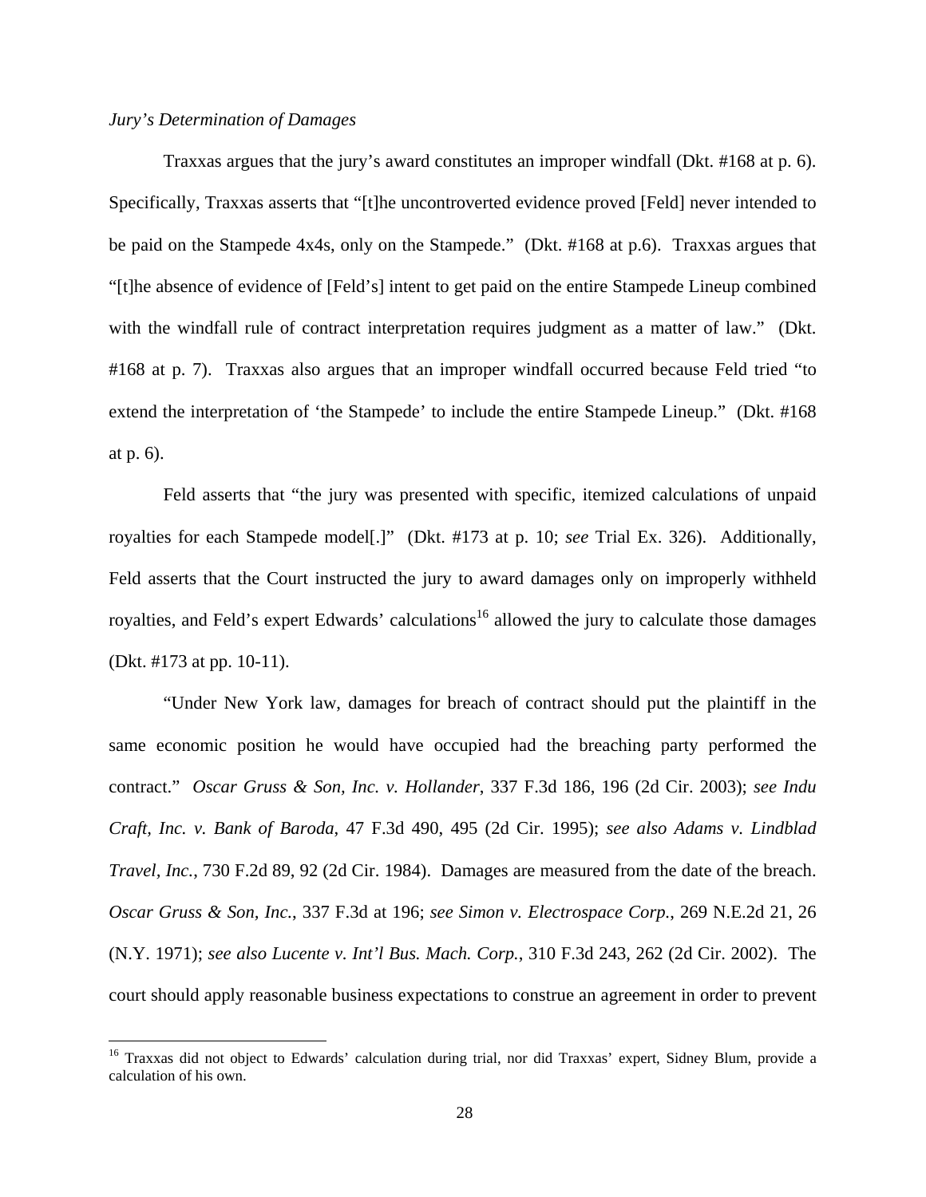*Jury's Determination of Damages*

Traxxas argues that the jury's award constitutes an improper windfall (Dkt. #168 at p. 6). Specifically, Traxxas asserts that "[t]he uncontroverted evidence proved [Feld] never intended to be paid on the Stampede 4x4s, only on the Stampede." (Dkt. #168 at p.6). Traxxas argues that "[t]he absence of evidence of [Feld's] intent to get paid on the entire Stampede Lineup combined with the windfall rule of contract interpretation requires judgment as a matter of law." (Dkt. #168 at p. 7). Traxxas also argues that an improper windfall occurred because Feld tried "to extend the interpretation of 'the Stampede' to include the entire Stampede Lineup." (Dkt. #168 at p. 6).

Feld asserts that "the jury was presented with specific, itemized calculations of unpaid royalties for each Stampede model[.]" (Dkt. #173 at p. 10; *see* Trial Ex. 326). Additionally, Feld asserts that the Court instructed the jury to award damages only on improperly withheld royalties, and Feld's expert Edwards' calculations[16] allowed the jury to calculate those damages (Dkt. #173 at pp. 10-11).

"Under New York law, damages for breach of contract should put the plaintiff in the same economic position he would have occupied had the breaching party performed the contract." *Oscar Gruss & Son, Inc. v. Hollander*, 337 F.3d 186, 196 (2d Cir. 2003); *see Indu Craft, Inc. v. Bank of Baroda*, 47 F.3d 490, 495 (2d Cir. 1995); *see also Adams v. Lindblad Travel, Inc.*, 730 F.2d 89, 92 (2d Cir. 1984). Damages are measured from the date of the breach. *Oscar Gruss & Son, Inc.*, 337 F.3d at 196; *see Simon v. Electrospace Corp.*, 269 N.E.2d 21, 26 (N.Y. 1971); *see also Lucente v. Int'l Bus. Mach. Corp.*, 310 F.3d 243, 262 (2d Cir. 2002). The court should apply reasonable business expectations to construe an agreement in order to prevent

---

[16] Traxxas did not object to Edwards' calculation during trial, nor did Traxxas' expert, Sidney Blum, provide a calculation of his own.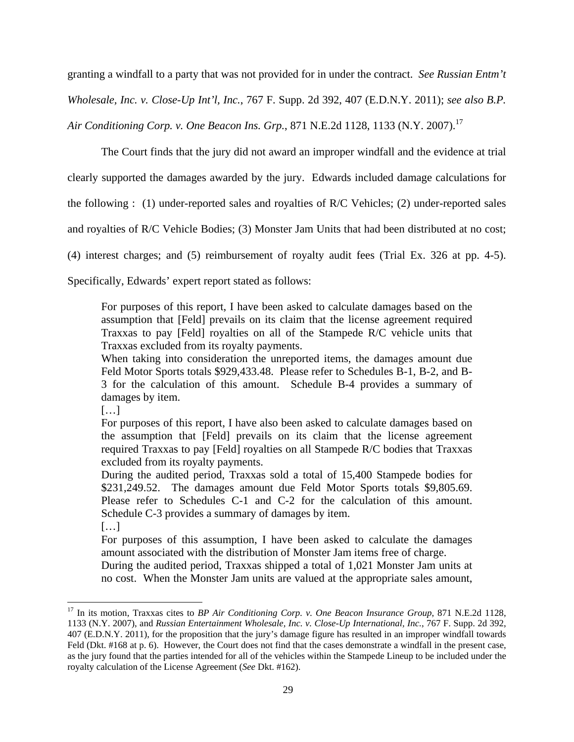granting a windfall to a party that was not provided for in under the contract. *See Russian Entm't Wholesale, Inc. v. Close-Up Int'l, Inc.*, 767 F. Supp. 2d 392, 407 (E.D.N.Y. 2011); *see also B.P. Air Conditioning Corp. v. One Beacon Ins. Grp.*, 871 N.E.2d 1128, 1133 (N.Y. 2007).[17]

The Court finds that the jury did not award an improper windfall and the evidence at trial clearly supported the damages awarded by the jury. Edwards included damage calculations for the following : (1) under-reported sales and royalties of R/C Vehicles; (2) under-reported sales and royalties of R/C Vehicle Bodies; (3) Monster Jam Units that had been distributed at no cost; (4) interest charges; and (5) reimbursement of royalty audit fees (Trial Ex. 326 at pp. 4-5). Specifically, Edwards' expert report stated as follows:

> For purposes of this report, I have been asked to calculate damages based on the assumption that [Feld] prevails on its claim that the license agreement required Traxxas to pay [Feld] royalties on all of the Stampede R/C vehicle units that Traxxas excluded from its royalty payments.
>
> When taking into consideration the unreported items, the damages amount due Feld Motor Sports totals $929,433.48. Please refer to Schedules B-1, B-2, and B-3 for the calculation of this amount. Schedule B-4 provides a summary of damages by item.
>
> […]
>
> For purposes of this report, I have also been asked to calculate damages based on the assumption that [Feld] prevails on its claim that the license agreement required Traxxas to pay [Feld] royalties on all Stampede R/C bodies that Traxxas excluded from its royalty payments.
>
> During the audited period, Traxxas sold a total of 15,400 Stampede bodies for $231,249.52. The damages amount due Feld Motor Sports totals $9,805.69. Please refer to Schedules C-1 and C-2 for the calculation of this amount. Schedule C-3 provides a summary of damages by item.
>
> […]
>
> For purposes of this assumption, I have been asked to calculate the damages amount associated with the distribution of Monster Jam items free of charge.
>
> During the audited period, Traxxas shipped a total of 1,021 Monster Jam units at no cost. When the Monster Jam units are valued at the appropriate sales amount,

[17] In its motion, Traxxas cites to *BP Air Conditioning Corp. v. One Beacon Insurance Group*, 871 N.E.2d 1128, 1133 (N.Y. 2007), and *Russian Entertainment Wholesale, Inc. v. Close-Up International, Inc.*, 767 F. Supp. 2d 392, 407 (E.D.N.Y. 2011), for the proposition that the jury's damage figure has resulted in an improper windfall towards Feld (Dkt. #168 at p. 6). However, the Court does not find that the cases demonstrate a windfall in the present case, as the jury found that the parties intended for all of the vehicles within the Stampede Lineup to be included under the royalty calculation of the License Agreement (*See* Dkt. #162).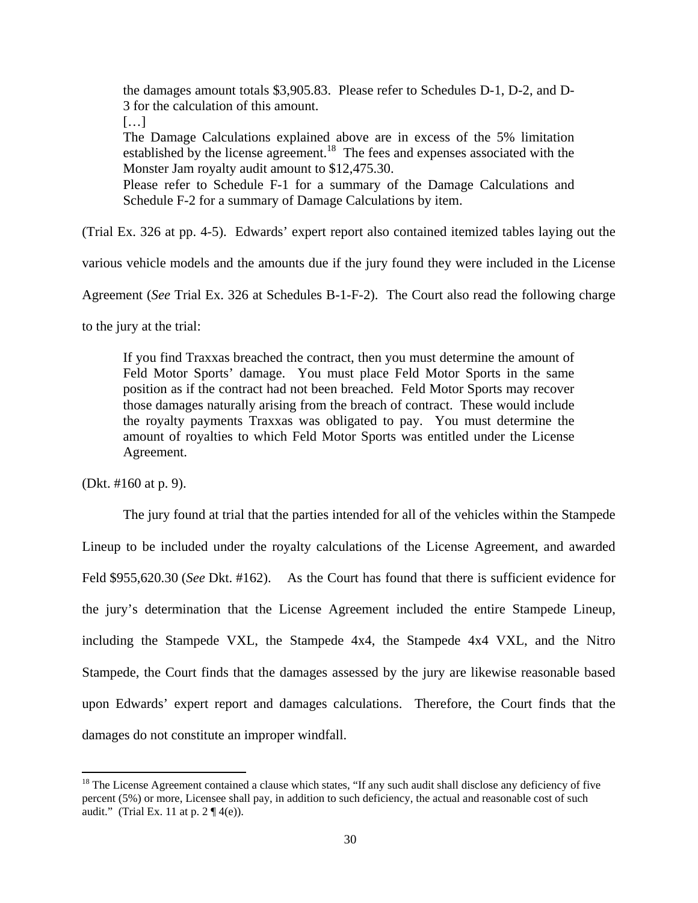> the damages amount totals $3,905.83. Please refer to Schedules D-1, D-2, and D-3 for the calculation of this amount.
> […]
> The Damage Calculations explained above are in excess of the 5% limitation established by the license agreement.[18] The fees and expenses associated with the Monster Jam royalty audit amount to $12,475.30.
> Please refer to Schedule F-1 for a summary of the Damage Calculations and Schedule F-2 for a summary of Damage Calculations by item.

(Trial Ex. 326 at pp. 4-5). Edwards' expert report also contained itemized tables laying out the various vehicle models and the amounts due if the jury found they were included in the License Agreement (*See* Trial Ex. 326 at Schedules B-1-F-2). The Court also read the following charge to the jury at the trial:

> If you find Traxxas breached the contract, then you must determine the amount of Feld Motor Sports' damage. You must place Feld Motor Sports in the same position as if the contract had not been breached. Feld Motor Sports may recover those damages naturally arising from the breach of contract. These would include the royalty payments Traxxas was obligated to pay. You must determine the amount of royalties to which Feld Motor Sports was entitled under the License Agreement.

(Dkt. #160 at p. 9).

The jury found at trial that the parties intended for all of the vehicles within the Stampede Lineup to be included under the royalty calculations of the License Agreement, and awarded Feld $955,620.30 (*See* Dkt. #162). As the Court has found that there is sufficient evidence for the jury's determination that the License Agreement included the entire Stampede Lineup, including the Stampede VXL, the Stampede 4x4, the Stampede 4x4 VXL, and the Nitro Stampede, the Court finds that the damages assessed by the jury are likewise reasonable based upon Edwards' expert report and damages calculations. Therefore, the Court finds that the damages do not constitute an improper windfall.

---

[18] The License Agreement contained a clause which states, "If any such audit shall disclose any deficiency of five percent (5%) or more, Licensee shall pay, in addition to such deficiency, the actual and reasonable cost of such audit." (Trial Ex. 11 at p. 2 ¶ 4(e)).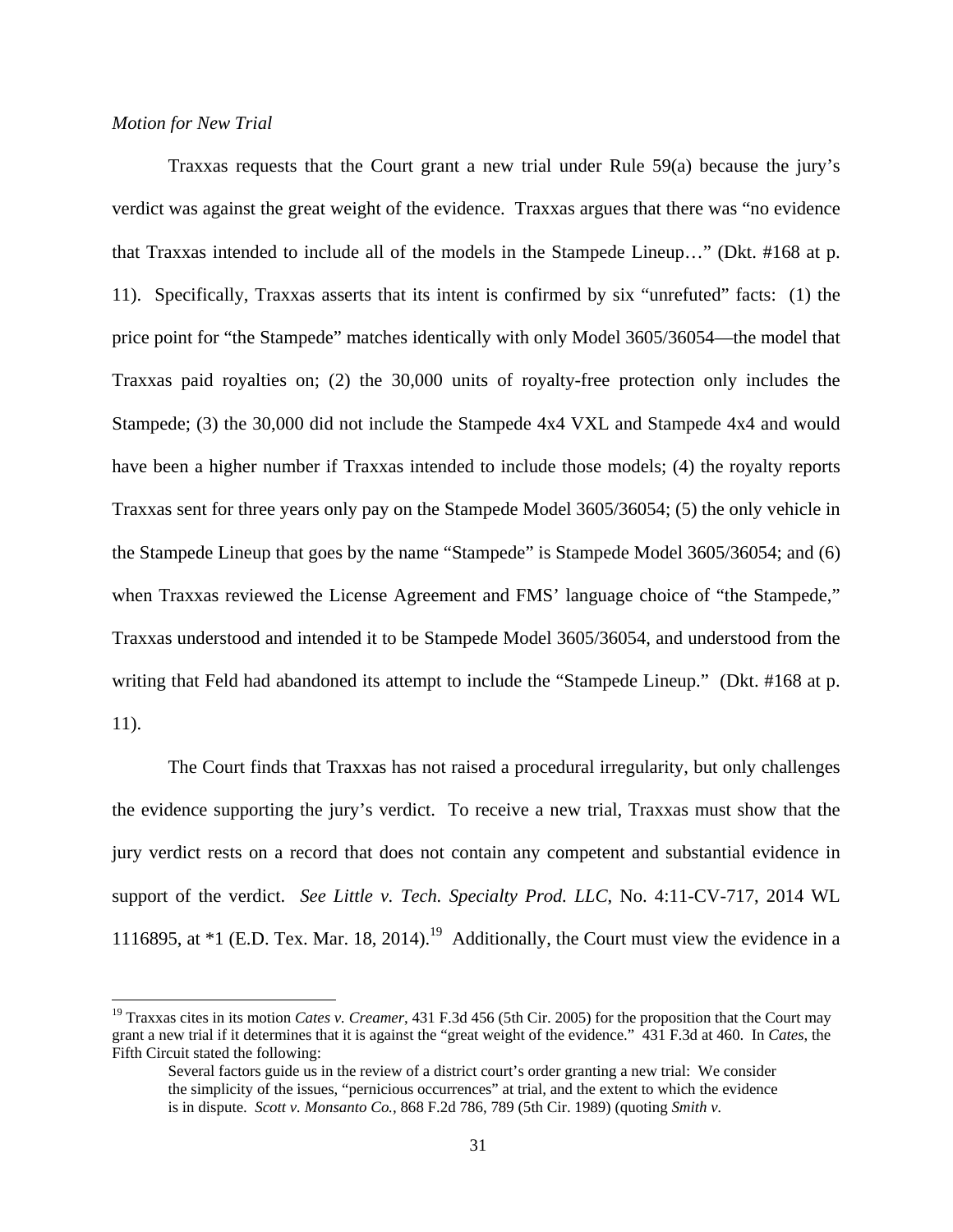*Motion for New Trial*

Traxxas requests that the Court grant a new trial under Rule 59(a) because the jury's verdict was against the great weight of the evidence. Traxxas argues that there was "no evidence that Traxxas intended to include all of the models in the Stampede Lineup…" (Dkt. #168 at p. 11). Specifically, Traxxas asserts that its intent is confirmed by six "unrefuted" facts: (1) the price point for "the Stampede" matches identically with only Model 3605/36054—the model that Traxxas paid royalties on; (2) the 30,000 units of royalty-free protection only includes the Stampede; (3) the 30,000 did not include the Stampede 4x4 VXL and Stampede 4x4 and would have been a higher number if Traxxas intended to include those models; (4) the royalty reports Traxxas sent for three years only pay on the Stampede Model 3605/36054; (5) the only vehicle in the Stampede Lineup that goes by the name "Stampede" is Stampede Model 3605/36054; and (6) when Traxxas reviewed the License Agreement and FMS' language choice of "the Stampede," Traxxas understood and intended it to be Stampede Model 3605/36054, and understood from the writing that Feld had abandoned its attempt to include the "Stampede Lineup." (Dkt. #168 at p. 11).

The Court finds that Traxxas has not raised a procedural irregularity, but only challenges the evidence supporting the jury's verdict. To receive a new trial, Traxxas must show that the jury verdict rests on a record that does not contain any competent and substantial evidence in support of the verdict. *See Little v. Tech. Specialty Prod. LLC*, No. 4:11-CV-717, 2014 WL 1116895, at *1 (E.D. Tex. Mar. 18, 2014).[19] Additionally, the Court must view the evidence in a

---

[19] Traxxas cites in its motion *Cates v. Creamer*, 431 F.3d 456 (5th Cir. 2005) for the proposition that the Court may grant a new trial if it determines that it is against the "great weight of the evidence." 431 F.3d at 460. In *Cates*, the Fifth Circuit stated the following:

> Several factors guide us in the review of a district court's order granting a new trial: We consider the simplicity of the issues, "pernicious occurrences" at trial, and the extent to which the evidence is in dispute. *Scott v. Monsanto Co.*, 868 F.2d 786, 789 (5th Cir. 1989) (quoting *Smith v.*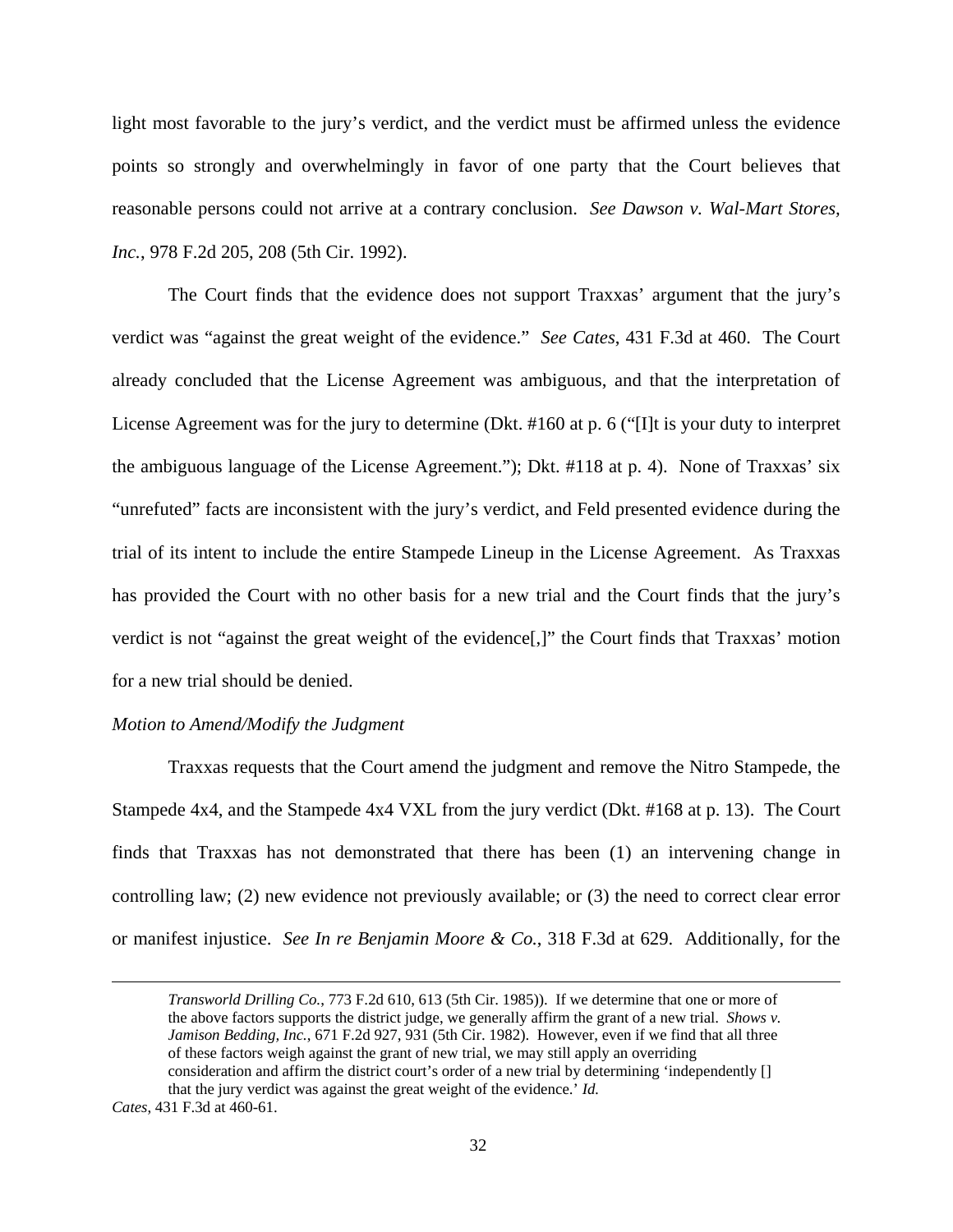light most favorable to the jury's verdict, and the verdict must be affirmed unless the evidence points so strongly and overwhelmingly in favor of one party that the Court believes that reasonable persons could not arrive at a contrary conclusion. *See Dawson v. Wal-Mart Stores, Inc.*, 978 F.2d 205, 208 (5th Cir. 1992).

The Court finds that the evidence does not support Traxxas' argument that the jury's verdict was "against the great weight of the evidence." *See Cates*, 431 F.3d at 460. The Court already concluded that the License Agreement was ambiguous, and that the interpretation of License Agreement was for the jury to determine (Dkt. #160 at p. 6 ("[I]t is your duty to interpret the ambiguous language of the License Agreement."); Dkt. #118 at p. 4). None of Traxxas' six "unrefuted" facts are inconsistent with the jury's verdict, and Feld presented evidence during the trial of its intent to include the entire Stampede Lineup in the License Agreement. As Traxxas has provided the Court with no other basis for a new trial and the Court finds that the jury's verdict is not "against the great weight of the evidence[,]" the Court finds that Traxxas' motion for a new trial should be denied.

*Motion to Amend/Modify the Judgment*

Traxxas requests that the Court amend the judgment and remove the Nitro Stampede, the Stampede 4x4, and the Stampede 4x4 VXL from the jury verdict (Dkt. #168 at p. 13). The Court finds that Traxxas has not demonstrated that there has been (1) an intervening change in controlling law; (2) new evidence not previously available; or (3) the need to correct clear error or manifest injustice. *See In re Benjamin Moore & Co.*, 318 F.3d at 629. Additionally, for the

---

> *Transworld Drilling Co.*, 773 F.2d 610, 613 (5th Cir. 1985)). If we determine that one or more of the above factors supports the district judge, we generally affirm the grant of a new trial. *Shows v. Jamison Bedding, Inc.*, 671 F.2d 927, 931 (5th Cir. 1982). However, even if we find that all three of these factors weigh against the grant of new trial, we may still apply an overriding consideration and affirm the district court's order of a new trial by determining 'independently [] that the jury verdict was against the great weight of the evidence.' *Id.*

*Cates*, 431 F.3d at 460-61.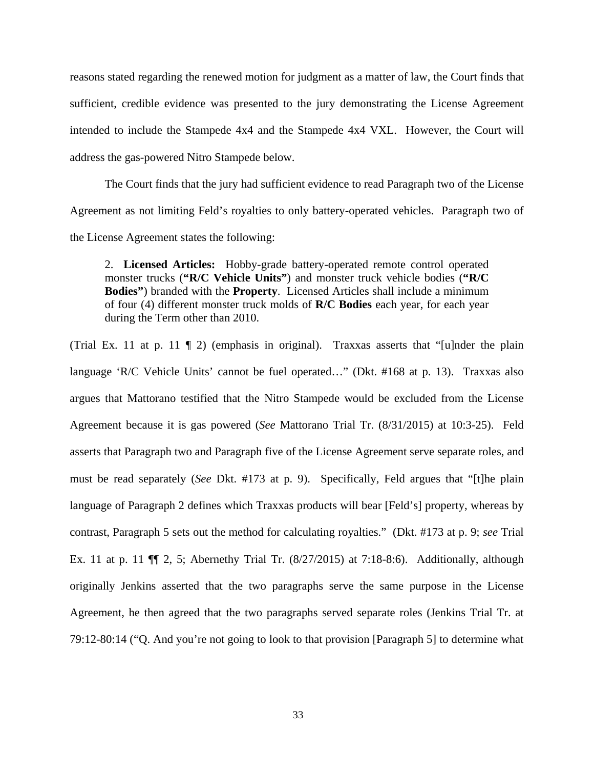reasons stated regarding the renewed motion for judgment as a matter of law, the Court finds that sufficient, credible evidence was presented to the jury demonstrating the License Agreement intended to include the Stampede 4x4 and the Stampede 4x4 VXL. However, the Court will address the gas-powered Nitro Stampede below.

The Court finds that the jury had sufficient evidence to read Paragraph two of the License Agreement as not limiting Feld's royalties to only battery-operated vehicles. Paragraph two of the License Agreement states the following:

> 2. **Licensed Articles:** Hobby-grade battery-operated remote control operated monster trucks (**"R/C Vehicle Units"**) and monster truck vehicle bodies (**"R/C Bodies"**) branded with the **Property**. Licensed Articles shall include a minimum of four (4) different monster truck molds of **R/C Bodies** each year, for each year during the Term other than 2010.

(Trial Ex. 11 at p. 11 ¶ 2) (emphasis in original). Traxxas asserts that "[u]nder the plain language 'R/C Vehicle Units' cannot be fuel operated…" (Dkt. #168 at p. 13). Traxxas also argues that Mattorano testified that the Nitro Stampede would be excluded from the License Agreement because it is gas powered (*See* Mattorano Trial Tr. (8/31/2015) at 10:3-25). Feld asserts that Paragraph two and Paragraph five of the License Agreement serve separate roles, and must be read separately (*See* Dkt. #173 at p. 9). Specifically, Feld argues that "[t]he plain language of Paragraph 2 defines which Traxxas products will bear [Feld's] property, whereas by contrast, Paragraph 5 sets out the method for calculating royalties." (Dkt. #173 at p. 9; *see* Trial Ex. 11 at p. 11 ¶¶ 2, 5; Abernethy Trial Tr. (8/27/2015) at 7:18-8:6). Additionally, although originally Jenkins asserted that the two paragraphs serve the same purpose in the License Agreement, he then agreed that the two paragraphs served separate roles (Jenkins Trial Tr. at 79:12-80:14 ("Q. And you're not going to look to that provision [Paragraph 5] to determine what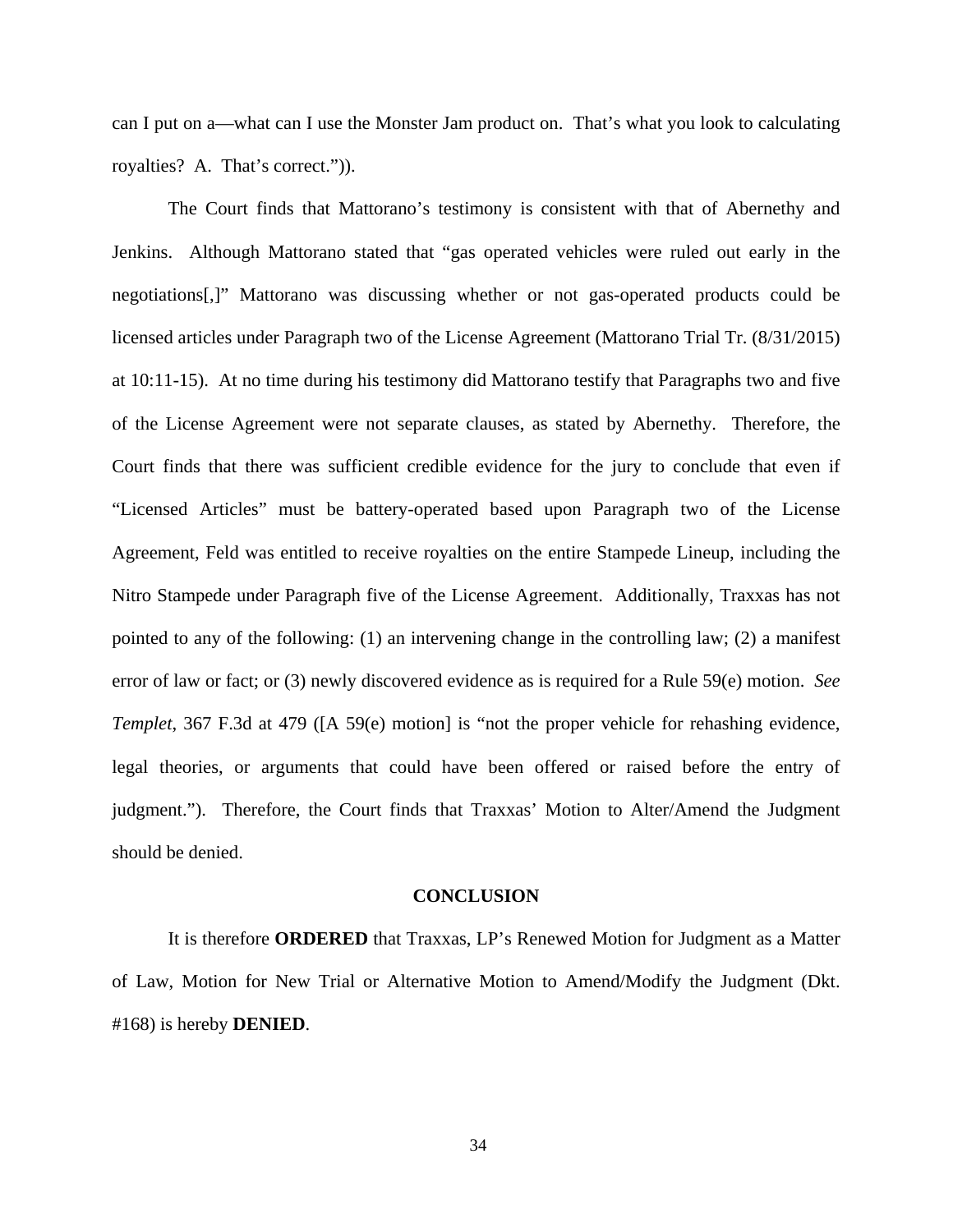can I put on a—what can I use the Monster Jam product on. That's what you look to calculating royalties? A. That's correct.")).

The Court finds that Mattorano's testimony is consistent with that of Abernethy and Jenkins. Although Mattorano stated that "gas operated vehicles were ruled out early in the negotiations[,]" Mattorano was discussing whether or not gas-operated products could be licensed articles under Paragraph two of the License Agreement (Mattorano Trial Tr. (8/31/2015) at 10:11-15). At no time during his testimony did Mattorano testify that Paragraphs two and five of the License Agreement were not separate clauses, as stated by Abernethy. Therefore, the Court finds that there was sufficient credible evidence for the jury to conclude that even if "Licensed Articles" must be battery-operated based upon Paragraph two of the License Agreement, Feld was entitled to receive royalties on the entire Stampede Lineup, including the Nitro Stampede under Paragraph five of the License Agreement. Additionally, Traxxas has not pointed to any of the following: (1) an intervening change in the controlling law; (2) a manifest error of law or fact; or (3) newly discovered evidence as is required for a Rule 59(e) motion. *See Templet*, 367 F.3d at 479 ([A 59(e) motion] is "not the proper vehicle for rehashing evidence, legal theories, or arguments that could have been offered or raised before the entry of judgment."). Therefore, the Court finds that Traxxas' Motion to Alter/Amend the Judgment should be denied.

## CONCLUSION

It is therefore **ORDERED** that Traxxas, LP's Renewed Motion for Judgment as a Matter of Law, Motion for New Trial or Alternative Motion to Amend/Modify the Judgment (Dkt. #168) is hereby **DENIED**.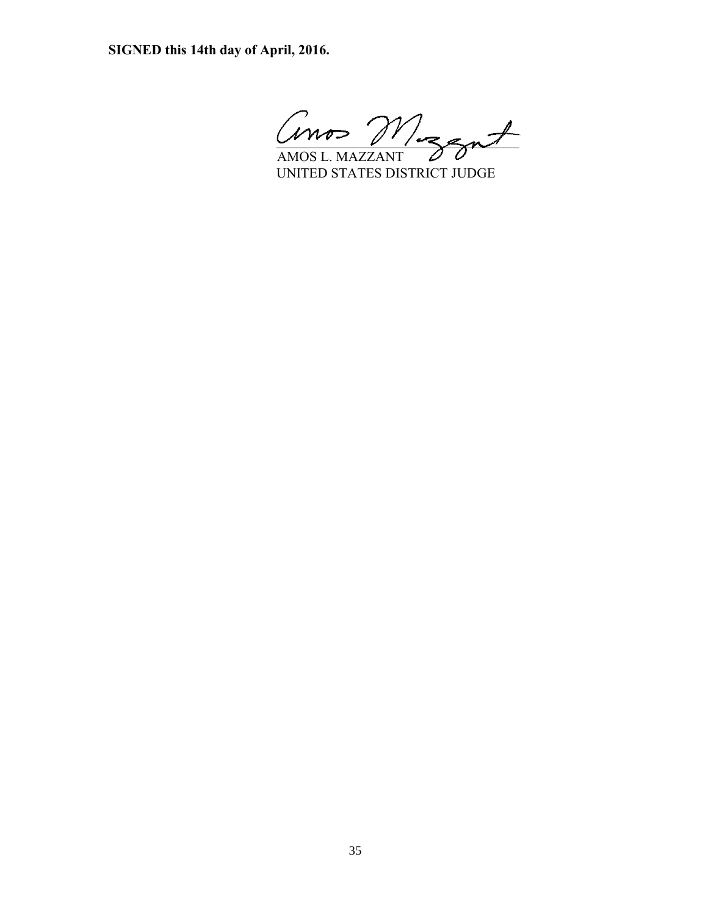**SIGNED this 14th day of April, 2016.**

AMOS L. MAZZANT
UNITED STATES DISTRICT JUDGE